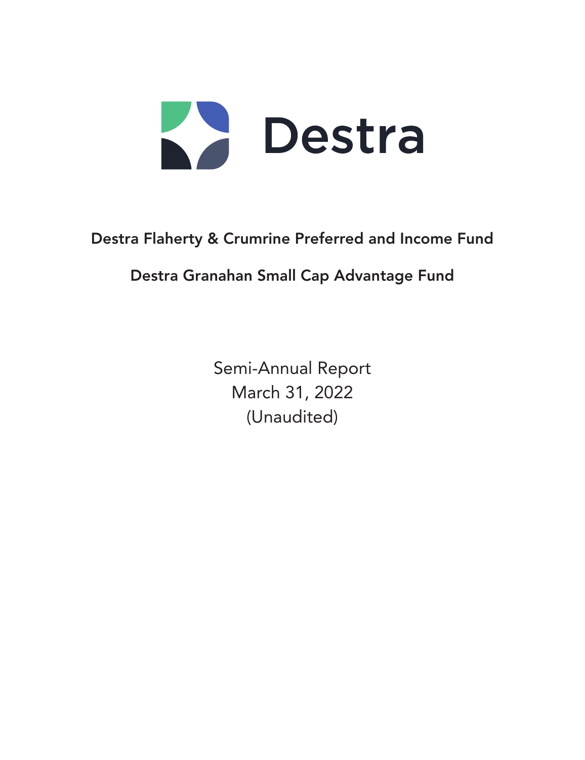# Destra

## Destra Flaherty & Crumrine Preferred and Income Fund

## Destra Granahan Small Cap Advantage Fund

Semi-Annual Report
March 31, 2022
(Unaudited)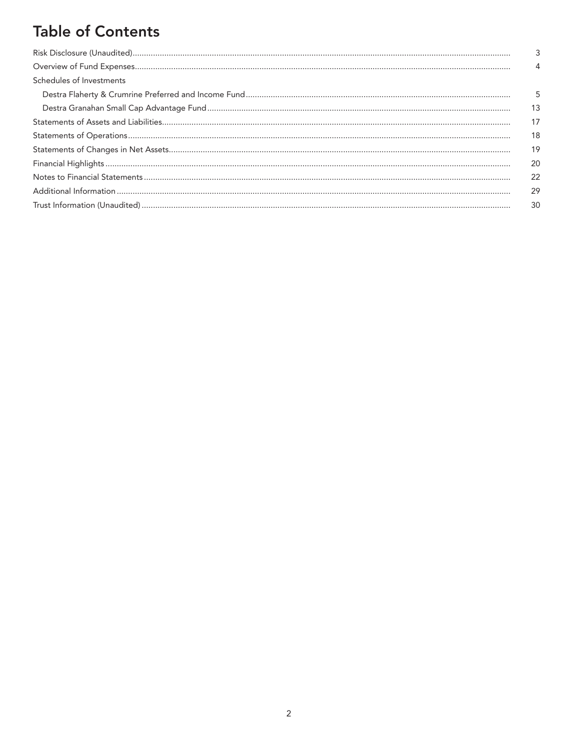# Table of Contents

| | |
|---|---|
| Risk Disclosure (Unaudited) | 3 |
| Overview of Fund Expenses | 4 |
| Schedules of Investments | |
| Destra Flaherty & Crumrine Preferred and Income Fund | 5 |
| Destra Granahan Small Cap Advantage Fund | 13 |
| Statements of Assets and Liabilities | 17 |
| Statements of Operations | 18 |
| Statements of Changes in Net Assets | 19 |
| Financial Highlights | 20 |
| Notes to Financial Statements | 22 |
| Additional Information | 29 |
| Trust Information (Unaudited) | 30 |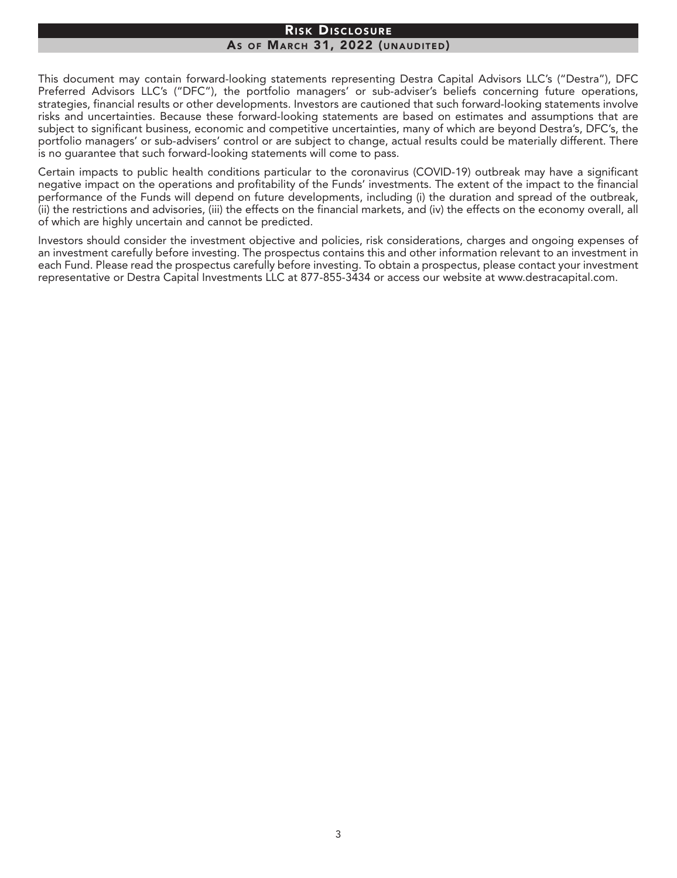# Risk Disclosure

## As of March 31, 2022 (unaudited)

This document may contain forward-looking statements representing Destra Capital Advisors LLC's ("Destra"), DFC Preferred Advisors LLC's ("DFC"), the portfolio managers' or sub-adviser's beliefs concerning future operations, strategies, financial results or other developments. Investors are cautioned that such forward-looking statements involve risks and uncertainties. Because these forward-looking statements are based on estimates and assumptions that are subject to significant business, economic and competitive uncertainties, many of which are beyond Destra's, DFC's, the portfolio managers' or sub-advisers' control or are subject to change, actual results could be materially different. There is no guarantee that such forward-looking statements will come to pass.

Certain impacts to public health conditions particular to the coronavirus (COVID-19) outbreak may have a significant negative impact on the operations and profitability of the Funds' investments. The extent of the impact to the financial performance of the Funds will depend on future developments, including (i) the duration and spread of the outbreak, (ii) the restrictions and advisories, (iii) the effects on the financial markets, and (iv) the effects on the economy overall, all of which are highly uncertain and cannot be predicted.

Investors should consider the investment objective and policies, risk considerations, charges and ongoing expenses of an investment carefully before investing. The prospectus contains this and other information relevant to an investment in each Fund. Please read the prospectus carefully before investing. To obtain a prospectus, please contact your investment representative or Destra Capital Investments LLC at 877-855-3434 or access our website at www.destracapital.com.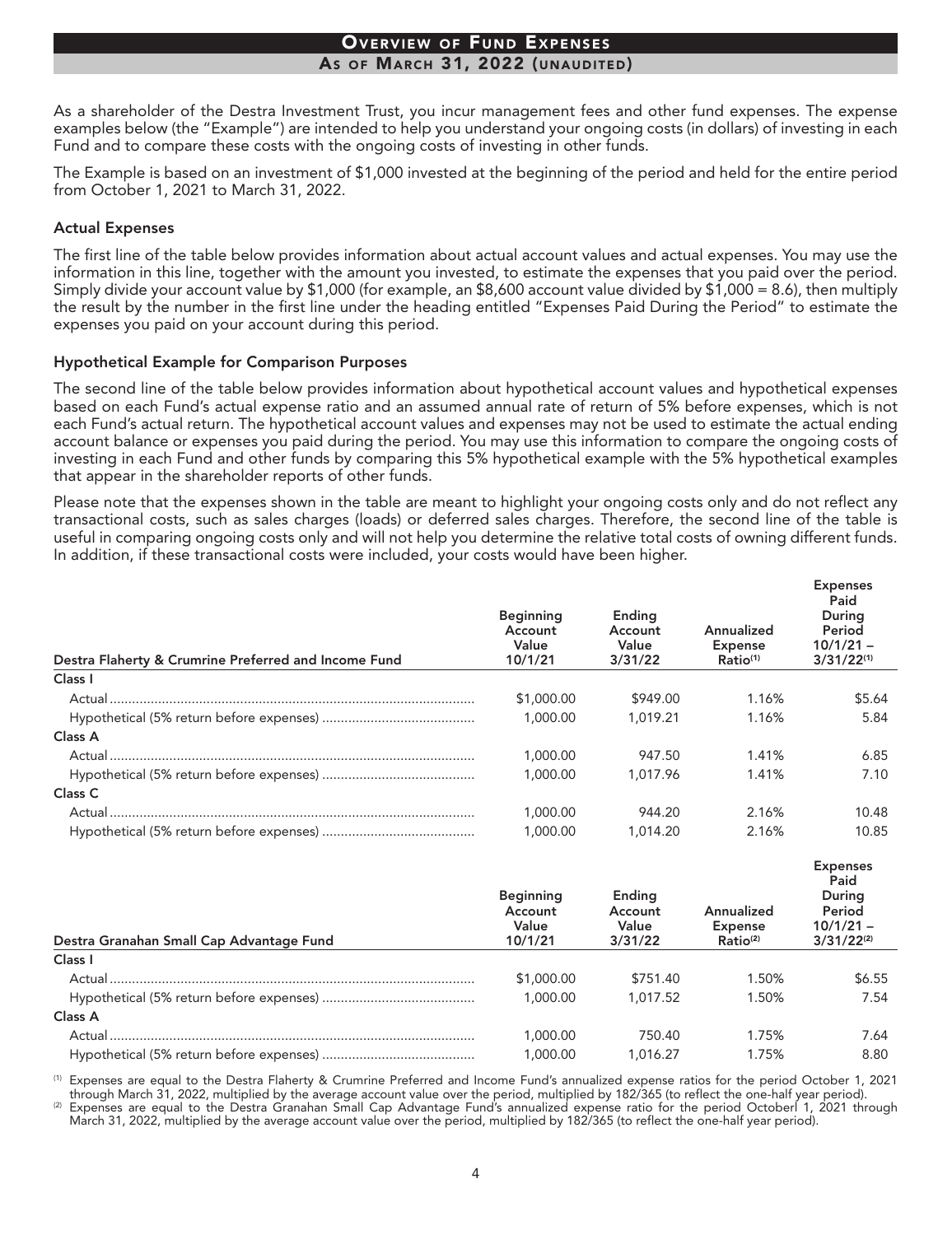# Overview of Fund Expenses

## As of March 31, 2022 (unaudited)

As a shareholder of the Destra Investment Trust, you incur management fees and other fund expenses. The expense examples below (the "Example") are intended to help you understand your ongoing costs (in dollars) of investing in each Fund and to compare these costs with the ongoing costs of investing in other funds.

The Example is based on an investment of $1,000 invested at the beginning of the period and held for the entire period from October 1, 2021 to March 31, 2022.

### Actual Expenses

The first line of the table below provides information about actual account values and actual expenses. You may use the information in this line, together with the amount you invested, to estimate the expenses that you paid over the period. Simply divide your account value by $1,000 (for example, an $8,600 account value divided by $1,000 = 8.6), then multiply the result by the number in the first line under the heading entitled "Expenses Paid During the Period" to estimate the expenses you paid on your account during this period.

### Hypothetical Example for Comparison Purposes

The second line of the table below provides information about hypothetical account values and hypothetical expenses based on each Fund's actual expense ratio and an assumed annual rate of return of 5% before expenses, which is not each Fund's actual return. The hypothetical account values and expenses may not be used to estimate the actual ending account balance or expenses you paid during the period. You may use this information to compare the ongoing costs of investing in each Fund and other funds by comparing this 5% hypothetical example with the 5% hypothetical examples that appear in the shareholder reports of other funds.

Please note that the expenses shown in the table are meant to highlight your ongoing costs only and do not reflect any transactional costs, such as sales charges (loads) or deferred sales charges. Therefore, the second line of the table is useful in comparing ongoing costs only and will not help you determine the relative total costs of owning different funds. In addition, if these transactional costs were included, your costs would have been higher.

| Destra Flaherty & Crumrine Preferred and Income Fund | Beginning Account Value 10/1/21 | Ending Account Value 3/31/22 | Annualized Expense Ratio(1) | Expenses Paid During Period 10/1/21 – 3/31/22(1) |
|---|---|---|---|---|
| **Class I** | | | | |
| Actual | $1,000.00 | $949.00 | 1.16% | $5.64 |
| Hypothetical (5% return before expenses) | 1,000.00 | 1,019.21 | 1.16% | 5.84 |
| **Class A** | | | | |
| Actual | 1,000.00 | 947.50 | 1.41% | 6.85 |
| Hypothetical (5% return before expenses) | 1,000.00 | 1,017.96 | 1.41% | 7.10 |
| **Class C** | | | | |
| Actual | 1,000.00 | 944.20 | 2.16% | 10.48 |
| Hypothetical (5% return before expenses) | 1,000.00 | 1,014.20 | 2.16% | 10.85 |

| Destra Granahan Small Cap Advantage Fund | Beginning Account Value 10/1/21 | Ending Account Value 3/31/22 | Annualized Expense Ratio(2) | Expenses Paid During Period 10/1/21 – 3/31/22(2) |
|---|---|---|---|---|
| **Class I** | | | | |
| Actual | $1,000.00 | $751.40 | 1.50% | $6.55 |
| Hypothetical (5% return before expenses) | 1,000.00 | 1,017.52 | 1.50% | 7.54 |
| **Class A** | | | | |
| Actual | 1,000.00 | 750.40 | 1.75% | 7.64 |
| Hypothetical (5% return before expenses) | 1,000.00 | 1,016.27 | 1.75% | 8.80 |

(1) Expenses are equal to the Destra Flaherty & Crumrine Preferred and Income Fund's annualized expense ratios for the period October 1, 2021 through March 31, 2022, multiplied by the average account value over the period, multiplied by 182/365 (to reflect the one-half year period).

(2) Expenses are equal to the Destra Granahan Small Cap Advantage Fund's annualized expense ratio for the period Octoberl 1, 2021 through March 31, 2022, multiplied by the average account value over the period, multiplied by 182/365 (to reflect the one-half year period).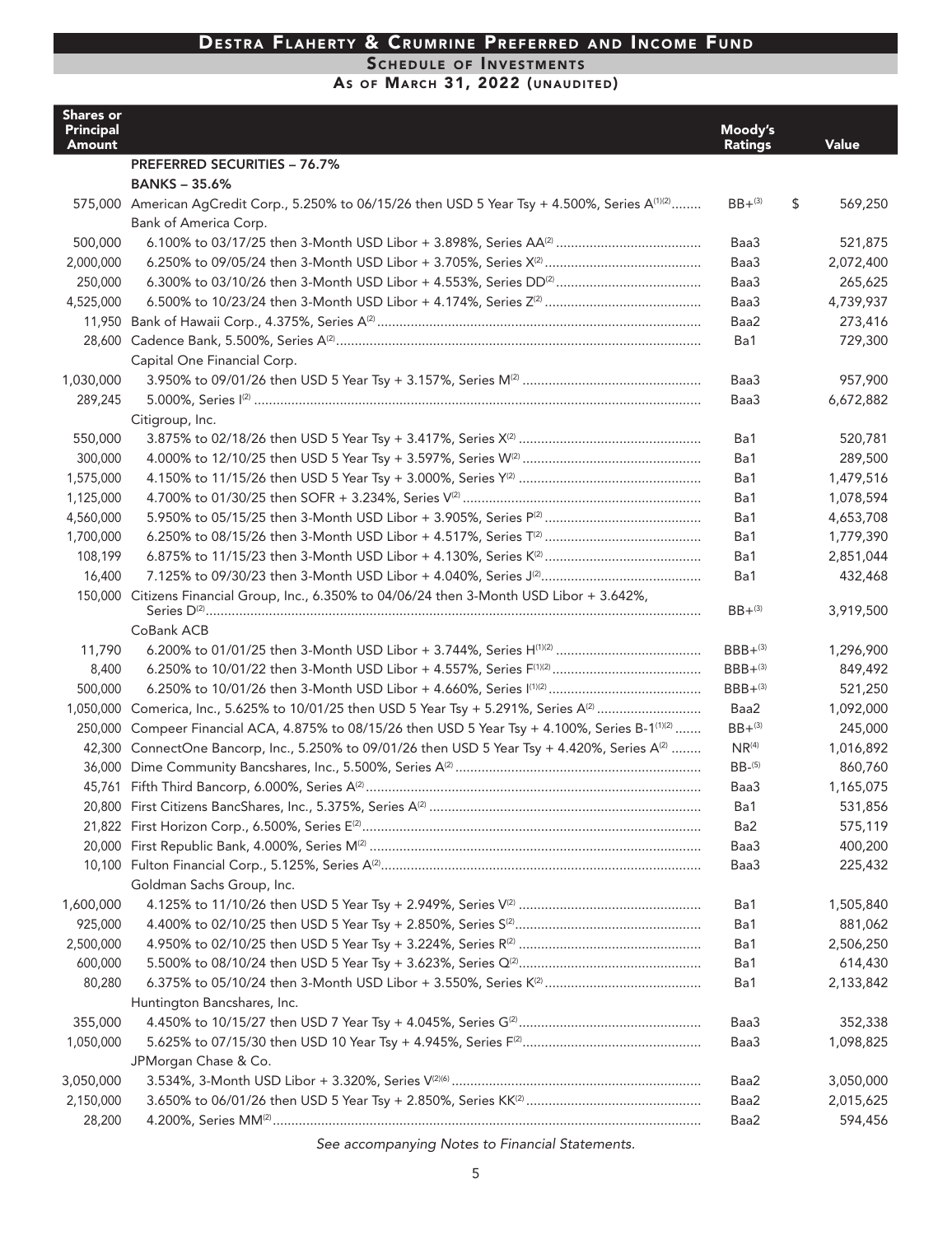# Destra Flaherty & Crumrine Preferred and Income Fund

## Schedule of Investments

### As of March 31, 2022 (unaudited)

| Shares or Principal Amount | | Moody's Ratings | Value |
|---|---|---|---|
| | **PREFERRED SECURITIES – 76.7%** | | |
| | **BANKS – 35.6%** | | |
| 575,000 | American AgCredit Corp., 5.250% to 06/15/26 then USD 5 Year Tsy + 4.500%, Series A[1][2] | BB+[3] | $ 569,250 |
| | Bank of America Corp. | | |
| 500,000 | 6.100% to 03/17/25 then 3-Month USD Libor + 3.898%, Series AA[2] | Baa3 | 521,875 |
| 2,000,000 | 6.250% to 09/05/24 then 3-Month USD Libor + 3.705%, Series X[2] | Baa3 | 2,072,400 |
| 250,000 | 6.300% to 03/10/26 then 3-Month USD Libor + 4.553%, Series DD[2] | Baa3 | 265,625 |
| 4,525,000 | 6.500% to 10/23/24 then 3-Month USD Libor + 4.174%, Series Z[2] | Baa3 | 4,739,937 |
| 11,950 | Bank of Hawaii Corp., 4.375%, Series A[2] | Baa2 | 273,416 |
| 28,600 | Cadence Bank, 5.500%, Series A[2] | Ba1 | 729,300 |
| | Capital One Financial Corp. | | |
| 1,030,000 | 3.950% to 09/01/26 then USD 5 Year Tsy + 3.157%, Series M[2] | Baa3 | 957,900 |
| 289,245 | 5.000%, Series I[2] | Baa3 | 6,672,882 |
| | Citigroup, Inc. | | |
| 550,000 | 3.875% to 02/18/26 then USD 5 Year Tsy + 3.417%, Series X[2] | Ba1 | 520,781 |
| 300,000 | 4.000% to 12/10/25 then USD 5 Year Tsy + 3.597%, Series W[2] | Ba1 | 289,500 |
| 1,575,000 | 4.150% to 11/15/26 then USD 5 Year Tsy + 3.000%, Series Y[2] | Ba1 | 1,479,516 |
| 1,125,000 | 4.700% to 01/30/25 then SOFR + 3.234%, Series V[2] | Ba1 | 1,078,594 |
| 4,560,000 | 5.950% to 05/15/25 then 3-Month USD Libor + 3.905%, Series P[2] | Ba1 | 4,653,708 |
| 1,700,000 | 6.250% to 08/15/26 then 3-Month USD Libor + 4.517%, Series T[2] | Ba1 | 1,779,390 |
| 108,199 | 6.875% to 11/15/23 then 3-Month USD Libor + 4.130%, Series K[2] | Ba1 | 2,851,044 |
| 16,400 | 7.125% to 09/30/23 then 3-Month USD Libor + 4.040%, Series J[2] | Ba1 | 432,468 |
| 150,000 | Citizens Financial Group, Inc., 6.350% to 04/06/24 then 3-Month USD Libor + 3.642%, Series D[2] | BB+[3] | 3,919,500 |
| | CoBank ACB | | |
| 11,790 | 6.200% to 01/01/25 then 3-Month USD Libor + 3.744%, Series H[1][2] | BBB+[3] | 1,296,900 |
| 8,400 | 6.250% to 10/01/22 then 3-Month USD Libor + 4.557%, Series F[1][2] | BBB+[3] | 849,492 |
| 500,000 | 6.250% to 10/01/26 then 3-Month USD Libor + 4.660%, Series I[1][2] | BBB+[3] | 521,250 |
| 1,050,000 | Comerica, Inc., 5.625% to 10/01/25 then USD 5 Year Tsy + 5.291%, Series A[2] | Baa2 | 1,092,000 |
| 250,000 | Compeer Financial ACA, 4.875% to 08/15/26 then USD 5 Year Tsy + 4.100%, Series B-1[1][2] | BB+[3] | 245,000 |
| 42,300 | ConnectOne Bancorp, Inc., 5.250% to 09/01/26 then USD 5 Year Tsy + 4.420%, Series A[2] | NR[4] | 1,016,892 |
| 36,000 | Dime Community Bancshares, Inc., 5.500%, Series A[2] | BB-[5] | 860,760 |
| 45,761 | Fifth Third Bancorp, 6.000%, Series A[2] | Baa3 | 1,165,075 |
| 20,800 | First Citizens BancShares, Inc., 5.375%, Series A[2] | Ba1 | 531,856 |
| 21,822 | First Horizon Corp., 6.500%, Series E[2] | Ba2 | 575,119 |
| 20,000 | First Republic Bank, 4.000%, Series M[2] | Baa3 | 400,200 |
| 10,100 | Fulton Financial Corp., 5.125%, Series A[2] | Baa3 | 225,432 |
| | Goldman Sachs Group, Inc. | | |
| 1,600,000 | 4.125% to 11/10/26 then USD 5 Year Tsy + 2.949%, Series V[2] | Ba1 | 1,505,840 |
| 925,000 | 4.400% to 02/10/25 then USD 5 Year Tsy + 2.850%, Series S[2] | Ba1 | 881,062 |
| 2,500,000 | 4.950% to 02/10/25 then USD 5 Year Tsy + 3.224%, Series R[2] | Ba1 | 2,506,250 |
| 600,000 | 5.500% to 08/10/24 then USD 5 Year Tsy + 3.623%, Series Q[2] | Ba1 | 614,430 |
| 80,280 | 6.375% to 05/10/24 then 3-Month USD Libor + 3.550%, Series K[2] | Ba1 | 2,133,842 |
| | Huntington Bancshares, Inc. | | |
| 355,000 | 4.450% to 10/15/27 then USD 7 Year Tsy + 4.045%, Series G[2] | Baa3 | 352,338 |
| 1,050,000 | 5.625% to 07/15/30 then USD 10 Year Tsy + 4.945%, Series F[2] | Baa3 | 1,098,825 |
| | JPMorgan Chase & Co. | | |
| 3,050,000 | 3.534%, 3-Month USD Libor + 3.320%, Series V[2][6] | Baa2 | 3,050,000 |
| 2,150,000 | 3.650% to 06/01/26 then USD 5 Year Tsy + 2.850%, Series KK[2] | Baa2 | 2,015,625 |
| 28,200 | 4.200%, Series MM[2] | Baa2 | 594,456 |

*See accompanying Notes to Financial Statements.*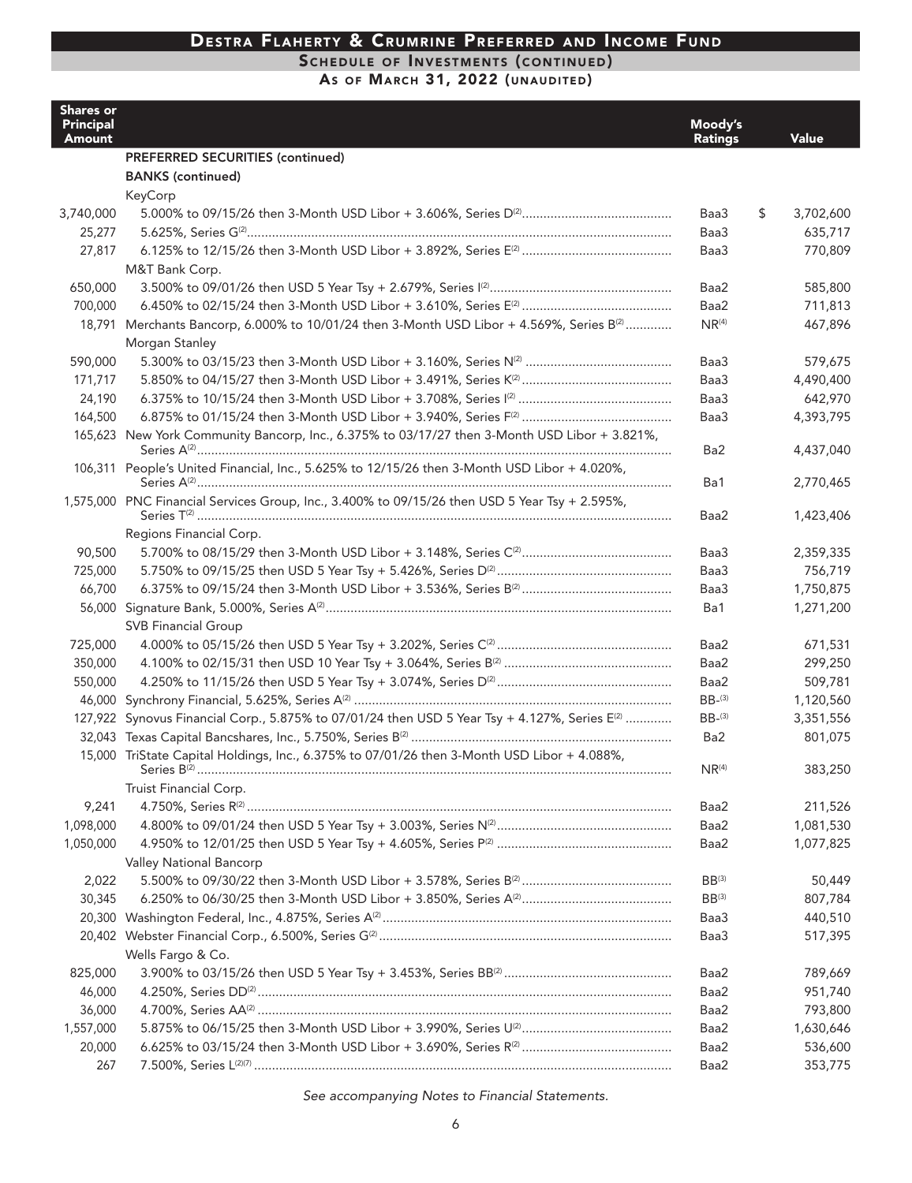## Destra Flaherty & Crumrine Preferred and Income Fund

### Schedule of Investments (continued)

### As of March 31, 2022 (unaudited)

| Shares or Principal Amount | | Moody's Ratings | Value |
|---|---|---|---|
| | **PREFERRED SECURITIES (continued)** | | |
| | **BANKS (continued)** | | |
| | KeyCorp | | |
| 3,740,000 | 5.000% to 09/15/26 then 3-Month USD Libor + 3.606%, Series D[2] | Baa3 | $ 3,702,600 |
| 25,277 | 5.625%, Series G[2] | Baa3 | 635,717 |
| 27,817 | 6.125% to 12/15/26 then 3-Month USD Libor + 3.892%, Series E[2] | Baa3 | 770,809 |
| | M&T Bank Corp. | | |
| 650,000 | 3.500% to 09/01/26 then USD 5 Year Tsy + 2.679%, Series I[2] | Baa2 | 585,800 |
| 700,000 | 6.450% to 02/15/24 then 3-Month USD Libor + 3.610%, Series E[2] | Baa2 | 711,813 |
| 18,791 | Merchants Bancorp, 6.000% to 10/01/24 then 3-Month USD Libor + 4.569%, Series B[2] | NR[4] | 467,896 |
| | Morgan Stanley | | |
| 590,000 | 5.300% to 03/15/23 then 3-Month USD Libor + 3.160%, Series N[2] | Baa3 | 579,675 |
| 171,717 | 5.850% to 04/15/27 then 3-Month USD Libor + 3.491%, Series K[2] | Baa3 | 4,490,400 |
| 24,190 | 6.375% to 10/15/24 then 3-Month USD Libor + 3.708%, Series I[2] | Baa3 | 642,970 |
| 164,500 | 6.875% to 01/15/24 then 3-Month USD Libor + 3.940%, Series F[2] | Baa3 | 4,393,795 |
| 165,623 | New York Community Bancorp, Inc., 6.375% to 03/17/27 then 3-Month USD Libor + 3.821%, Series A[2] | Ba2 | 4,437,040 |
| 106,311 | People's United Financial, Inc., 5.625% to 12/15/26 then 3-Month USD Libor + 4.020%, Series A[2] | Ba1 | 2,770,465 |
| 1,575,000 | PNC Financial Services Group, Inc., 3.400% to 09/15/26 then USD 5 Year Tsy + 2.595%, Series T[2] | Baa2 | 1,423,406 |
| | Regions Financial Corp. | | |
| 90,500 | 5.700% to 08/15/29 then 3-Month USD Libor + 3.148%, Series C[2] | Baa3 | 2,359,335 |
| 725,000 | 5.750% to 09/15/25 then USD 5 Year Tsy + 5.426%, Series D[2] | Baa3 | 756,719 |
| 66,700 | 6.375% to 09/15/24 then 3-Month USD Libor + 3.536%, Series B[2] | Baa3 | 1,750,875 |
| 56,000 | Signature Bank, 5.000%, Series A[2] | Ba1 | 1,271,200 |
| | SVB Financial Group | | |
| 725,000 | 4.000% to 05/15/26 then USD 5 Year Tsy + 3.202%, Series C[2] | Baa2 | 671,531 |
| 350,000 | 4.100% to 02/15/31 then USD 10 Year Tsy + 3.064%, Series B[2] | Baa2 | 299,250 |
| 550,000 | 4.250% to 11/15/26 then USD 5 Year Tsy + 3.074%, Series D[2] | Baa2 | 509,781 |
| 46,000 | Synchrony Financial, 5.625%, Series A[2] | BB-[3] | 1,120,560 |
| 127,922 | Synovus Financial Corp., 5.875% to 07/01/24 then USD 5 Year Tsy + 4.127%, Series E[2] | BB-[3] | 3,351,556 |
| 32,043 | Texas Capital Bancshares, Inc., 5.750%, Series B[2] | Ba2 | 801,075 |
| 15,000 | TriState Capital Holdings, Inc., 6.375% to 07/01/26 then 3-Month USD Libor + 4.088%, Series B[2] | NR[4] | 383,250 |
| | Truist Financial Corp. | | |
| 9,241 | 4.750%, Series R[2] | Baa2 | 211,526 |
| 1,098,000 | 4.800% to 09/01/24 then USD 5 Year Tsy + 3.003%, Series N[2] | Baa2 | 1,081,530 |
| 1,050,000 | 4.950% to 12/01/25 then USD 5 Year Tsy + 4.605%, Series P[2] | Baa2 | 1,077,825 |
| | Valley National Bancorp | | |
| 2,022 | 5.500% to 09/30/22 then 3-Month USD Libor + 3.578%, Series B[2] | BB[3] | 50,449 |
| 30,345 | 6.250% to 06/30/25 then 3-Month USD Libor + 3.850%, Series A[2] | BB[3] | 807,784 |
| 20,300 | Washington Federal, Inc., 4.875%, Series A[2] | Baa3 | 440,510 |
| 20,402 | Webster Financial Corp., 6.500%, Series G[2] | Baa3 | 517,395 |
| | Wells Fargo & Co. | | |
| 825,000 | 3.900% to 03/15/26 then USD 5 Year Tsy + 3.453%, Series BB[2] | Baa2 | 789,669 |
| 46,000 | 4.250%, Series DD[2] | Baa2 | 951,740 |
| 36,000 | 4.700%, Series AA[2] | Baa2 | 793,800 |
| 1,557,000 | 5.875% to 06/15/25 then 3-Month USD Libor + 3.990%, Series U[2] | Baa2 | 1,630,646 |
| 20,000 | 6.625% to 03/15/24 then 3-Month USD Libor + 3.690%, Series R[2] | Baa2 | 536,600 |
| 267 | 7.500%, Series L[2][7] | Baa2 | 353,775 |

*See accompanying Notes to Financial Statements.*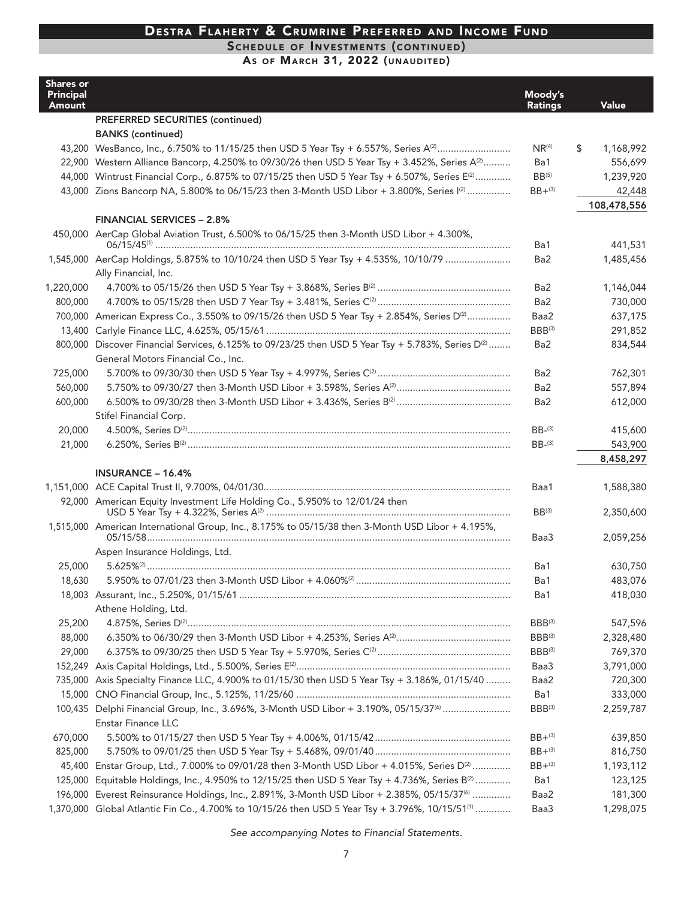# Destra Flaherty & Crumrine Preferred and Income Fund

## Schedule of Investments (continued)

## As of March 31, 2022 (unaudited)

| Shares or Principal Amount | | Moody's Ratings | Value |
|---|---|---|---|
| | **PREFERRED SECURITIES (continued)** | | |
| | **BANKS (continued)** | | |
| 43,200 | WesBanco, Inc., 6.750% to 11/15/25 then USD 5 Year Tsy + 6.557%, Series A[2] | NR[4] | $ 1,168,992 |
| 22,900 | Western Alliance Bancorp, 4.250% to 09/30/26 then USD 5 Year Tsy + 3.452%, Series A[2] | Ba1 | 556,699 |
| 44,000 | Wintrust Financial Corp., 6.875% to 07/15/25 then USD 5 Year Tsy + 6.507%, Series E[2] | BB[5] | 1,239,920 |
| 43,000 | Zions Bancorp NA, 5.800% to 06/15/23 then 3-Month USD Libor + 3.800%, Series I[2] | BB+[3] | 42,448 |
| | | | 108,478,556 |
| | **FINANCIAL SERVICES – 2.8%** | | |
| 450,000 | AerCap Global Aviation Trust, 6.500% to 06/15/25 then 3-Month USD Libor + 4.300%, 06/15/45[1] | Ba1 | 441,531 |
| 1,545,000 | AerCap Holdings, 5.875% to 10/10/24 then USD 5 Year Tsy + 4.535%, 10/10/79 | Ba2 | 1,485,456 |
| | Ally Financial, Inc. | | |
| 1,220,000 | 4.700% to 05/15/26 then USD 5 Year Tsy + 3.868%, Series B[2] | Ba2 | 1,146,044 |
| 800,000 | 4.700% to 05/15/28 then USD 7 Year Tsy + 3.481%, Series C[2] | Ba2 | 730,000 |
| 700,000 | American Express Co., 3.550% to 09/15/26 then USD 5 Year Tsy + 2.854%, Series D[2] | Baa2 | 637,175 |
| 13,400 | Carlyle Finance LLC, 4.625%, 05/15/61 | BBB[3] | 291,852 |
| 800,000 | Discover Financial Services, 6.125% to 09/23/25 then USD 5 Year Tsy + 5.783%, Series D[2] | Ba2 | 834,544 |
| | General Motors Financial Co., Inc. | | |
| 725,000 | 5.700% to 09/30/30 then USD 5 Year Tsy + 4.997%, Series C[2] | Ba2 | 762,301 |
| 560,000 | 5.750% to 09/30/27 then 3-Month USD Libor + 3.598%, Series A[2] | Ba2 | 557,894 |
| 600,000 | 6.500% to 09/30/28 then 3-Month USD Libor + 3.436%, Series B[2] | Ba2 | 612,000 |
| | Stifel Financial Corp. | | |
| 20,000 | 4.500%, Series D[2] | BB-[3] | 415,600 |
| 21,000 | 6.250%, Series B[2] | BB-[3] | 543,900 |
| | | | 8,458,297 |
| | **INSURANCE – 16.4%** | | |
| 1,151,000 | ACE Capital Trust II, 9.700%, 04/01/30 | Baa1 | 1,588,380 |
| 92,000 | American Equity Investment Life Holding Co., 5.950% to 12/01/24 then USD 5 Year Tsy + 4.322%, Series A[2] | BB[3] | 2,350,600 |
| 1,515,000 | American International Group, Inc., 8.175% to 05/15/38 then 3-Month USD Libor + 4.195%, 05/15/58 | Baa3 | 2,059,256 |
| | Aspen Insurance Holdings, Ltd. | | |
| 25,000 | 5.625%[2] | Ba1 | 630,750 |
| 18,630 | 5.950% to 07/01/23 then 3-Month USD Libor + 4.060%[2] | Ba1 | 483,076 |
| 18,003 | Assurant, Inc., 5.250%, 01/15/61 | Ba1 | 418,030 |
| | Athene Holding, Ltd. | | |
| 25,200 | 4.875%, Series D[2] | BBB[3] | 547,596 |
| 88,000 | 6.350% to 06/30/29 then 3-Month USD Libor + 4.253%, Series A[2] | BBB[3] | 2,328,480 |
| 29,000 | 6.375% to 09/30/25 then USD 5 Year Tsy + 5.970%, Series C[2] | BBB[3] | 769,370 |
| 152,249 | Axis Capital Holdings, Ltd., 5.500%, Series E[2] | Baa3 | 3,791,000 |
| 735,000 | Axis Specialty Finance LLC, 4.900% to 01/15/30 then USD 5 Year Tsy + 3.186%, 01/15/40 | Baa2 | 720,300 |
| 15,000 | CNO Financial Group, Inc., 5.125%, 11/25/60 | Ba1 | 333,000 |
| 100,435 | Delphi Financial Group, Inc., 3.696%, 3-Month USD Libor + 3.190%, 05/15/37[6] | BBB[3] | 2,259,787 |
| | Enstar Finance LLC | | |
| 670,000 | 5.500% to 01/15/27 then USD 5 Year Tsy + 4.006%, 01/15/42 | BB+[3] | 639,850 |
| 825,000 | 5.750% to 09/01/25 then USD 5 Year Tsy + 5.468%, 09/01/40 | BB+[3] | 816,750 |
| 45,400 | Enstar Group, Ltd., 7.000% to 09/01/28 then 3-Month USD Libor + 4.015%, Series D[2] | BB+[3] | 1,193,112 |
| 125,000 | Equitable Holdings, Inc., 4.950% to 12/15/25 then USD 5 Year Tsy + 4.736%, Series B[2] | Ba1 | 123,125 |
| 196,000 | Everest Reinsurance Holdings, Inc., 2.891%, 3-Month USD Libor + 2.385%, 05/15/37[6] | Baa2 | 181,300 |
| 1,370,000 | Global Atlantic Fin Co., 4.700% to 10/15/26 then USD 5 Year Tsy + 3.796%, 10/15/51[1] | Baa3 | 1,298,075 |

*See accompanying Notes to Financial Statements.*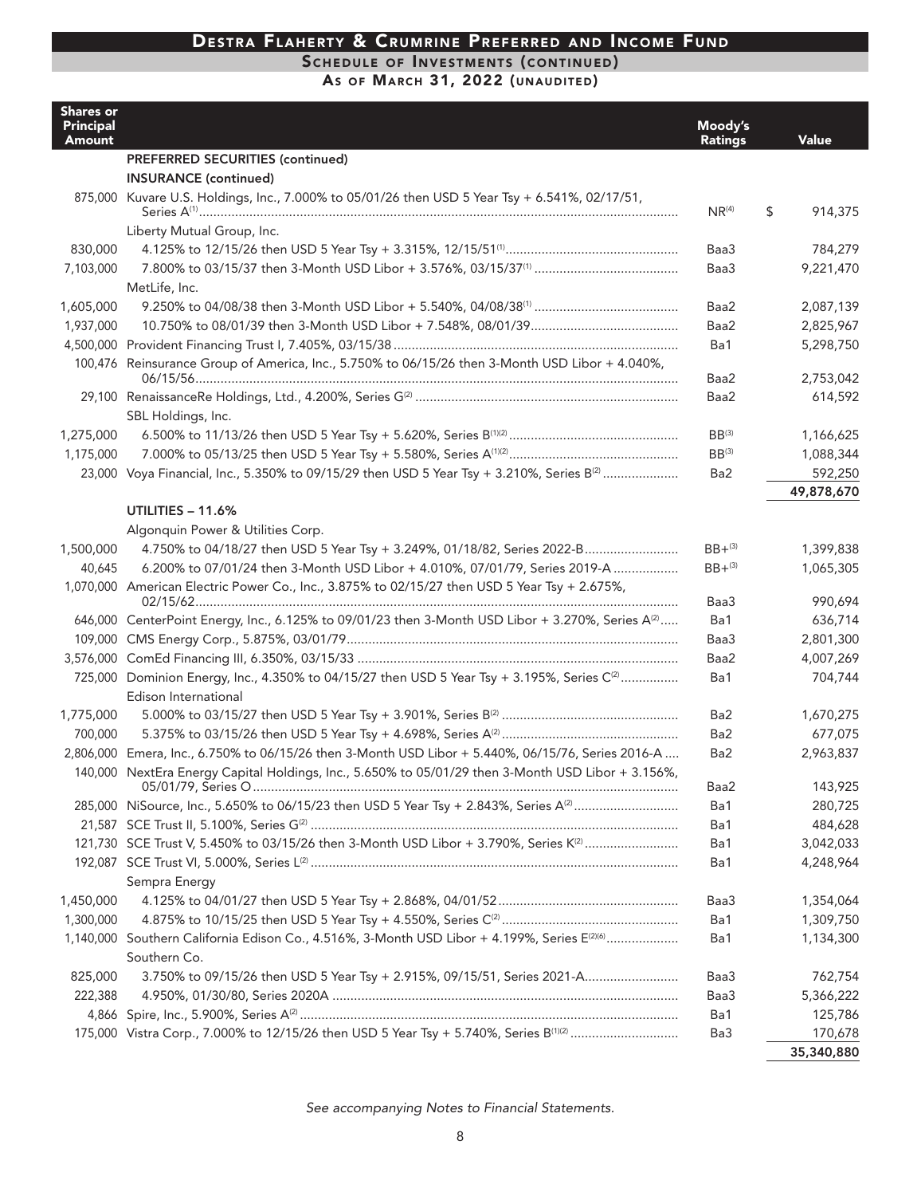# Destra Flaherty & Crumrine Preferred and Income Fund

## Schedule of Investments (continued)

### As of March 31, 2022 (unaudited)

| Shares or Principal Amount | | Moody's Ratings | Value |
|---|---|---|---|
| | **PREFERRED SECURITIES (continued)** | | |
| | **INSURANCE (continued)** | | |
| 875,000 | Kuvare U.S. Holdings, Inc., 7.000% to 05/01/26 then USD 5 Year Tsy + 6.541%, 02/17/51, Series A[1] | NR[4] | $ 914,375 |
| | Liberty Mutual Group, Inc. | | |
| 830,000 | 4.125% to 12/15/26 then USD 5 Year Tsy + 3.315%, 12/15/51[1] | Baa3 | 784,279 |
| 7,103,000 | 7.800% to 03/15/37 then 3-Month USD Libor + 3.576%, 03/15/37[1] | Baa3 | 9,221,470 |
| | MetLife, Inc. | | |
| 1,605,000 | 9.250% to 04/08/38 then 3-Month USD Libor + 5.540%, 04/08/38[1] | Baa2 | 2,087,139 |
| 1,937,000 | 10.750% to 08/01/39 then 3-Month USD Libor + 7.548%, 08/01/39 | Baa2 | 2,825,967 |
| 4,500,000 | Provident Financing Trust I, 7.405%, 03/15/38 | Ba1 | 5,298,750 |
| 100,476 | Reinsurance Group of America, Inc., 5.750% to 06/15/26 then 3-Month USD Libor + 4.040%, 06/15/56 | Baa2 | 2,753,042 |
| 29,100 | RenaissanceRe Holdings, Ltd., 4.200%, Series G[2] | Baa2 | 614,592 |
| | SBL Holdings, Inc. | | |
| 1,275,000 | 6.500% to 11/13/26 then USD 5 Year Tsy + 5.620%, Series B[1][2] | BB[3] | 1,166,625 |
| 1,175,000 | 7.000% to 05/13/25 then USD 5 Year Tsy + 5.580%, Series A[1][2] | BB[3] | 1,088,344 |
| 23,000 | Voya Financial, Inc., 5.350% to 09/15/29 then USD 5 Year Tsy + 3.210%, Series B[2] | Ba2 | 592,250 |
| | | | 49,878,670 |
| | **UTILITIES – 11.6%** | | |
| | Algonquin Power & Utilities Corp. | | |
| 1,500,000 | 4.750% to 04/18/27 then USD 5 Year Tsy + 3.249%, 01/18/82, Series 2022-B | BB+[3] | 1,399,838 |
| 40,645 | 6.200% to 07/01/24 then 3-Month USD Libor + 4.010%, 07/01/79, Series 2019-A | BB+[3] | 1,065,305 |
| 1,070,000 | American Electric Power Co., Inc., 3.875% to 02/15/27 then USD 5 Year Tsy + 2.675%, 02/15/62 | Baa3 | 990,694 |
| 646,000 | CenterPoint Energy, Inc., 6.125% to 09/01/23 then 3-Month USD Libor + 3.270%, Series A[2] | Ba1 | 636,714 |
| 109,000 | CMS Energy Corp., 5.875%, 03/01/79 | Baa3 | 2,801,300 |
| 3,576,000 | ComEd Financing III, 6.350%, 03/15/33 | Baa2 | 4,007,269 |
| 725,000 | Dominion Energy, Inc., 4.350% to 04/15/27 then USD 5 Year Tsy + 3.195%, Series C[2] | Ba1 | 704,744 |
| | Edison International | | |
| 1,775,000 | 5.000% to 03/15/27 then USD 5 Year Tsy + 3.901%, Series B[2] | Ba2 | 1,670,275 |
| 700,000 | 5.375% to 03/15/26 then USD 5 Year Tsy + 4.698%, Series A[2] | Ba2 | 677,075 |
| 2,806,000 | Emera, Inc., 6.750% to 06/15/26 then 3-Month USD Libor + 5.440%, 06/15/76, Series 2016-A | Ba2 | 2,963,837 |
| 140,000 | NextEra Energy Capital Holdings, Inc., 5.650% to 05/01/29 then 3-Month USD Libor + 3.156%, 05/01/79, Series O | Baa2 | 143,925 |
| 285,000 | NiSource, Inc., 5.650% to 06/15/23 then USD 5 Year Tsy + 2.843%, Series A[2] | Ba1 | 280,725 |
| 21,587 | SCE Trust II, 5.100%, Series G[2] | Ba1 | 484,628 |
| 121,730 | SCE Trust V, 5.450% to 03/15/26 then 3-Month USD Libor + 3.790%, Series K[2] | Ba1 | 3,042,033 |
| 192,087 | SCE Trust VI, 5.000%, Series L[2] | Ba1 | 4,248,964 |
| | Sempra Energy | | |
| 1,450,000 | 4.125% to 04/01/27 then USD 5 Year Tsy + 2.868%, 04/01/52 | Baa3 | 1,354,064 |
| 1,300,000 | 4.875% to 10/15/25 then USD 5 Year Tsy + 4.550%, Series C[2] | Ba1 | 1,309,750 |
| 1,140,000 | Southern California Edison Co., 4.516%, 3-Month USD Libor + 4.199%, Series E[2][6] | Ba1 | 1,134,300 |
| | Southern Co. | | |
| 825,000 | 3.750% to 09/15/26 then USD 5 Year Tsy + 2.915%, 09/15/51, Series 2021-A | Baa3 | 762,754 |
| 222,388 | 4.950%, 01/30/80, Series 2020A | Baa3 | 5,366,222 |
| 4,866 | Spire, Inc., 5.900%, Series A[2] | Ba1 | 125,786 |
| 175,000 | Vistra Corp., 7.000% to 12/15/26 then USD 5 Year Tsy + 5.740%, Series B[1][2] | Ba3 | 170,678 |
| | | | 35,340,880 |

*See accompanying Notes to Financial Statements.*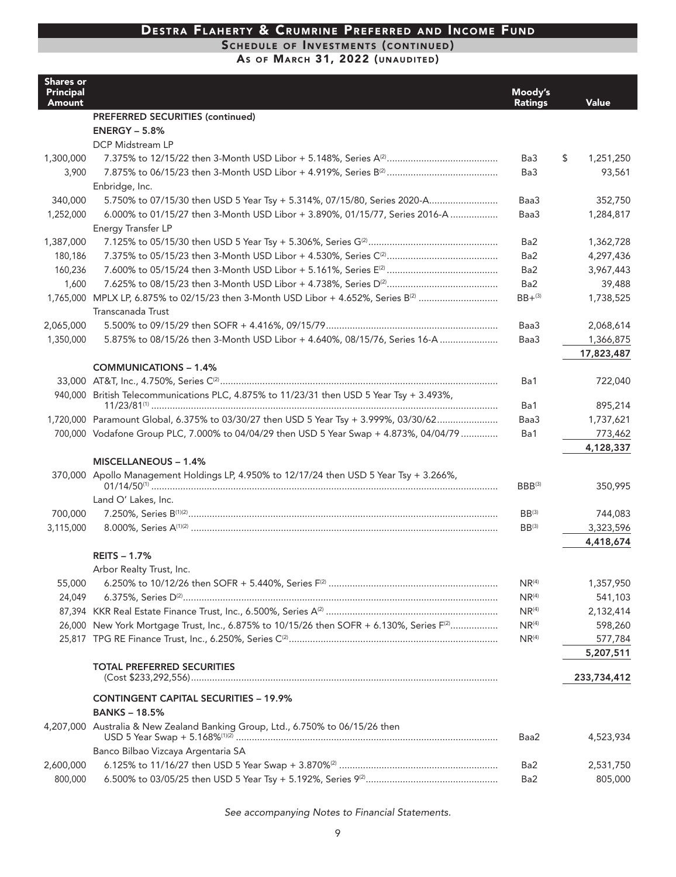# Destra Flaherty & Crumrine Preferred and Income Fund

## Schedule of Investments (continued)

### As of March 31, 2022 (unaudited)

| Shares or Principal Amount | | Moody's Ratings | Value |
|---|---|---|---|
| | **PREFERRED SECURITIES (continued)** | | |
| | **ENERGY – 5.8%** | | |
| | DCP Midstream LP | | |
| 1,300,000 | 7.375% to 12/15/22 then 3-Month USD Libor + 5.148%, Series A[2] | Ba3 | $ 1,251,250 |
| 3,900 | 7.875% to 06/15/23 then 3-Month USD Libor + 4.919%, Series B[2] | Ba3 | 93,561 |
| | Enbridge, Inc. | | |
| 340,000 | 5.750% to 07/15/30 then USD 5 Year Tsy + 5.314%, 07/15/80, Series 2020-A | Baa3 | 352,750 |
| 1,252,000 | 6.000% to 01/15/27 then 3-Month USD Libor + 3.890%, 01/15/77, Series 2016-A | Baa3 | 1,284,817 |
| | Energy Transfer LP | | |
| 1,387,000 | 7.125% to 05/15/30 then USD 5 Year Tsy + 5.306%, Series G[2] | Ba2 | 1,362,728 |
| 180,186 | 7.375% to 05/15/23 then 3-Month USD Libor + 4.530%, Series C[2] | Ba2 | 4,297,436 |
| 160,236 | 7.600% to 05/15/24 then 3-Month USD Libor + 5.161%, Series E[2] | Ba2 | 3,967,443 |
| 1,600 | 7.625% to 08/15/23 then 3-Month USD Libor + 4.738%, Series D[2] | Ba2 | 39,488 |
| 1,765,000 | MPLX LP, 6.875% to 02/15/23 then 3-Month USD Libor + 4.652%, Series B[2] | BB+[3] | 1,738,525 |
| | Transcanada Trust | | |
| 2,065,000 | 5.500% to 09/15/29 then SOFR + 4.416%, 09/15/79 | Baa3 | 2,068,614 |
| 1,350,000 | 5.875% to 08/15/26 then 3-Month USD Libor + 4.640%, 08/15/76, Series 16-A | Baa3 | 1,366,875 |
| | | | **17,823,487** |
| | **COMMUNICATIONS – 1.4%** | | |
| 33,000 | AT&T, Inc., 4.750%, Series C[2] | Ba1 | 722,040 |
| 940,000 | British Telecommunications PLC, 4.875% to 11/23/31 then USD 5 Year Tsy + 3.493%, 11/23/81[1] | Ba1 | 895,214 |
| 1,720,000 | Paramount Global, 6.375% to 03/30/27 then USD 5 Year Tsy + 3.999%, 03/30/62 | Baa3 | 1,737,621 |
| 700,000 | Vodafone Group PLC, 7.000% to 04/04/29 then USD 5 Year Swap + 4.873%, 04/04/79 | Ba1 | 773,462 |
| | | | **4,128,337** |
| | **MISCELLANEOUS – 1.4%** | | |
| 370,000 | Apollo Management Holdings LP, 4.950% to 12/17/24 then USD 5 Year Tsy + 3.266%, 01/14/50[1] | BBB[3] | 350,995 |
| | Land O' Lakes, Inc. | | |
| 700,000 | 7.250%, Series B[1][2] | BB[3] | 744,083 |
| 3,115,000 | 8.000%, Series A[1][2] | BB[3] | 3,323,596 |
| | | | **4,418,674** |
| | **REITS – 1.7%** | | |
| | Arbor Realty Trust, Inc. | | |
| 55,000 | 6.250% to 10/12/26 then SOFR + 5.440%, Series F[2] | NR[4] | 1,357,950 |
| 24,049 | 6.375%, Series D[2] | NR[4] | 541,103 |
| 87,394 | KKR Real Estate Finance Trust, Inc., 6.500%, Series A[2] | NR[4] | 2,132,414 |
| 26,000 | New York Mortgage Trust, Inc., 6.875% to 10/15/26 then SOFR + 6.130%, Series F[2] | NR[4] | 598,260 |
| 25,817 | TPG RE Finance Trust, Inc., 6.250%, Series C[2] | NR[4] | 577,784 |
| | | | **5,207,511** |
| | **TOTAL PREFERRED SECURITIES** (Cost $233,292,556) | | **233,734,412** |
| | **CONTINGENT CAPITAL SECURITIES – 19.9%** | | |
| | **BANKS – 18.5%** | | |
| 4,207,000 | Australia & New Zealand Banking Group, Ltd., 6.750% to 06/15/26 then USD 5 Year Swap + 5.168%[1][2] | Baa2 | 4,523,934 |
| | Banco Bilbao Vizcaya Argentaria SA | | |
| 2,600,000 | 6.125% to 11/16/27 then USD 5 Year Swap + 3.870%[2] | Ba2 | 2,531,750 |
| 800,000 | 6.500% to 03/05/25 then USD 5 Year Tsy + 5.192%, Series 9[2] | Ba2 | 805,000 |

*See accompanying Notes to Financial Statements.*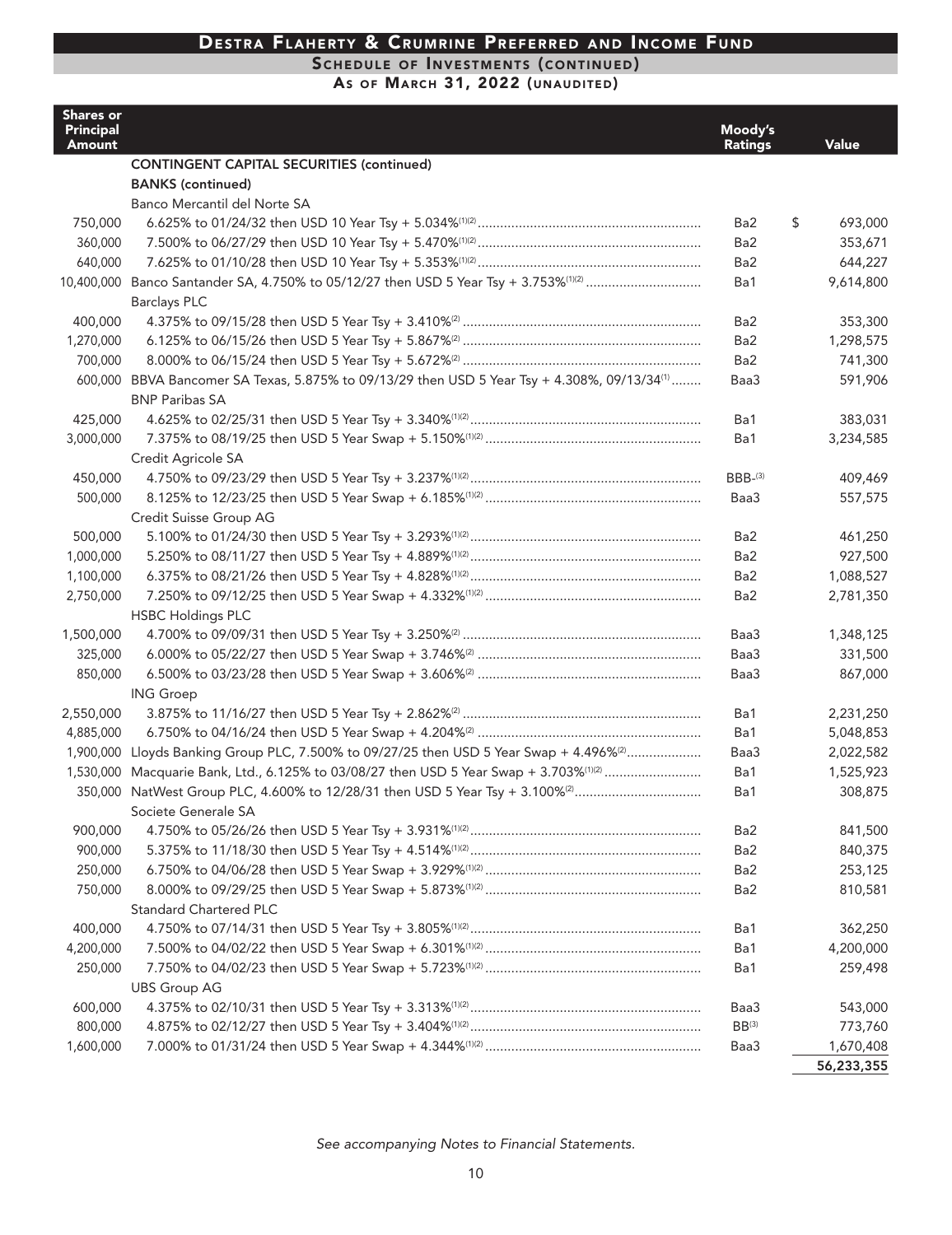## Destra Flaherty & Crumrine Preferred and Income Fund
### Schedule of Investments (continued)
### As of March 31, 2022 (unaudited)

| Shares or Principal Amount | | Moody's Ratings | Value |
|---|---|---|---|
| | **CONTINGENT CAPITAL SECURITIES (continued)** | | |
| | **BANKS (continued)** | | |
| | Banco Mercantil del Norte SA | | |
| 750,000 | 6.625% to 01/24/32 then USD 10 Year Tsy + 5.034%[1][2] | Ba2 | $ 693,000 |
| 360,000 | 7.500% to 06/27/29 then USD 10 Year Tsy + 5.470%[1][2] | Ba2 | 353,671 |
| 640,000 | 7.625% to 01/10/28 then USD 10 Year Tsy + 5.353%[1][2] | Ba2 | 644,227 |
| 10,400,000 | Banco Santander SA, 4.750% to 05/12/27 then USD 5 Year Tsy + 3.753%[1][2] | Ba1 | 9,614,800 |
| | Barclays PLC | | |
| 400,000 | 4.375% to 09/15/28 then USD 5 Year Tsy + 3.410%[2] | Ba2 | 353,300 |
| 1,270,000 | 6.125% to 06/15/26 then USD 5 Year Tsy + 5.867%[2] | Ba2 | 1,298,575 |
| 700,000 | 8.000% to 06/15/24 then USD 5 Year Tsy + 5.672%[2] | Ba2 | 741,300 |
| 600,000 | BBVA Bancomer SA Texas, 5.875% to 09/13/29 then USD 5 Year Tsy + 4.308%, 09/13/34[1] | Baa3 | 591,906 |
| | BNP Paribas SA | | |
| 425,000 | 4.625% to 02/25/31 then USD 5 Year Tsy + 3.340%[1][2] | Ba1 | 383,031 |
| 3,000,000 | 7.375% to 08/19/25 then USD 5 Year Swap + 5.150%[1][2] | Ba1 | 3,234,585 |
| | Credit Agricole SA | | |
| 450,000 | 4.750% to 09/23/29 then USD 5 Year Tsy + 3.237%[1][2] | BBB-[3] | 409,469 |
| 500,000 | 8.125% to 12/23/25 then USD 5 Year Swap + 6.185%[1][2] | Baa3 | 557,575 |
| | Credit Suisse Group AG | | |
| 500,000 | 5.100% to 01/24/30 then USD 5 Year Tsy + 3.293%[1][2] | Ba2 | 461,250 |
| 1,000,000 | 5.250% to 08/11/27 then USD 5 Year Tsy + 4.889%[1][2] | Ba2 | 927,500 |
| 1,100,000 | 6.375% to 08/21/26 then USD 5 Year Tsy + 4.828%[1][2] | Ba2 | 1,088,527 |
| 2,750,000 | 7.250% to 09/12/25 then USD 5 Year Swap + 4.332%[1][2] | Ba2 | 2,781,350 |
| | HSBC Holdings PLC | | |
| 1,500,000 | 4.700% to 09/09/31 then USD 5 Year Tsy + 3.250%[2] | Baa3 | 1,348,125 |
| 325,000 | 6.000% to 05/22/27 then USD 5 Year Swap + 3.746%[2] | Baa3 | 331,500 |
| 850,000 | 6.500% to 03/23/28 then USD 5 Year Swap + 3.606%[2] | Baa3 | 867,000 |
| | ING Groep | | |
| 2,550,000 | 3.875% to 11/16/27 then USD 5 Year Tsy + 2.862%[2] | Ba1 | 2,231,250 |
| 4,885,000 | 6.750% to 04/16/24 then USD 5 Year Swap + 4.204%[2] | Ba1 | 5,048,853 |
| 1,900,000 | Lloyds Banking Group PLC, 7.500% to 09/27/25 then USD 5 Year Swap + 4.496%[2] | Baa3 | 2,022,582 |
| 1,530,000 | Macquarie Bank, Ltd., 6.125% to 03/08/27 then USD 5 Year Swap + 3.703%[1][2] | Ba1 | 1,525,923 |
| 350,000 | NatWest Group PLC, 4.600% to 12/28/31 then USD 5 Year Tsy + 3.100%[2] | Ba1 | 308,875 |
| | Societe Generale SA | | |
| 900,000 | 4.750% to 05/26/26 then USD 5 Year Tsy + 3.931%[1][2] | Ba2 | 841,500 |
| 900,000 | 5.375% to 11/18/30 then USD 5 Year Tsy + 4.514%[1][2] | Ba2 | 840,375 |
| 250,000 | 6.750% to 04/06/28 then USD 5 Year Swap + 3.929%[1][2] | Ba2 | 253,125 |
| 750,000 | 8.000% to 09/29/25 then USD 5 Year Swap + 5.873%[1][2] | Ba2 | 810,581 |
| | Standard Chartered PLC | | |
| 400,000 | 4.750% to 07/14/31 then USD 5 Year Tsy + 3.805%[1][2] | Ba1 | 362,250 |
| 4,200,000 | 7.500% to 04/02/22 then USD 5 Year Swap + 6.301%[1][2] | Ba1 | 4,200,000 |
| 250,000 | 7.750% to 04/02/23 then USD 5 Year Swap + 5.723%[1][2] | Ba1 | 259,498 |
| | UBS Group AG | | |
| 600,000 | 4.375% to 02/10/31 then USD 5 Year Tsy + 3.313%[1][2] | Baa3 | 543,000 |
| 800,000 | 4.875% to 02/12/27 then USD 5 Year Tsy + 3.404%[1][2] | BB[3] | 773,760 |
| 1,600,000 | 7.000% to 01/31/24 then USD 5 Year Swap + 4.344%[1][2] | Baa3 | 1,670,408 |
| | | | 56,233,355 |

*See accompanying Notes to Financial Statements.*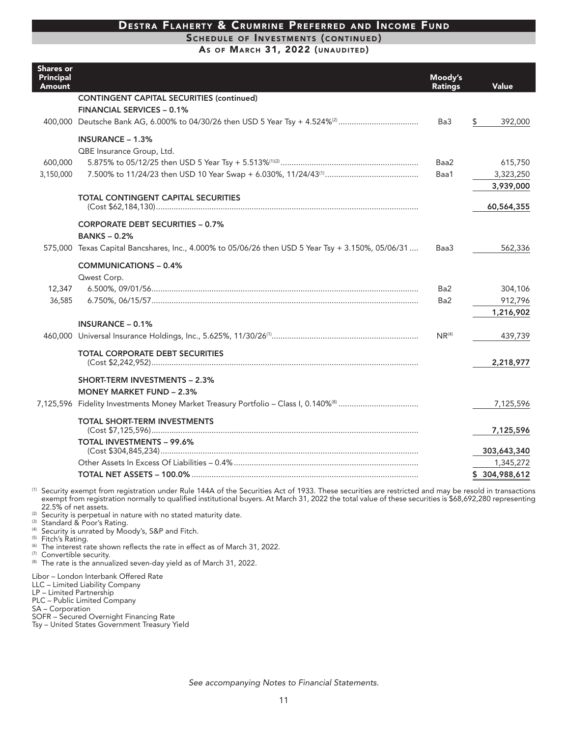## Destra Flaherty & Crumrine Preferred and Income Fund

### Schedule of Investments (continued)

### As of March 31, 2022 (unaudited)

| Shares or Principal Amount | | Moody's Ratings | Value |
|---|---|---|---|
| | **CONTINGENT CAPITAL SECURITIES (continued)** | | |
| | **FINANCIAL SERVICES – 0.1%** | | |
| 400,000 | Deutsche Bank AG, 6.000% to 04/30/26 then USD 5 Year Tsy + 4.524%[2] | Ba3 | $ 392,000 |
| | **INSURANCE – 1.3%** | | |
| | QBE Insurance Group, Ltd. | | |
| 600,000 | 5.875% to 05/12/25 then USD 5 Year Tsy + 5.513%[1][2] | Baa2 | 615,750 |
| 3,150,000 | 7.500% to 11/24/23 then USD 10 Year Swap + 6.030%, 11/24/43[1] | Baa1 | 3,323,250 |
| | | | 3,939,000 |
| | **TOTAL CONTINGENT CAPITAL SECURITIES** (Cost $62,184,130) | | **60,564,355** |
| | **CORPORATE DEBT SECURITIES – 0.7%** | | |
| | **BANKS – 0.2%** | | |
| 575,000 | Texas Capital Bancshares, Inc., 4.000% to 05/06/26 then USD 5 Year Tsy + 3.150%, 05/06/31 | Baa3 | 562,336 |
| | **COMMUNICATIONS – 0.4%** | | |
| | Qwest Corp. | | |
| 12,347 | 6.500%, 09/01/56 | Ba2 | 304,106 |
| 36,585 | 6.750%, 06/15/57 | Ba2 | 912,796 |
| | | | 1,216,902 |
| | **INSURANCE – 0.1%** | | |
| 460,000 | Universal Insurance Holdings, Inc., 5.625%, 11/30/26[1] | NR[4] | 439,739 |
| | **TOTAL CORPORATE DEBT SECURITIES** (Cost $2,242,952) | | **2,218,977** |
| | **SHORT-TERM INVESTMENTS – 2.3%** | | |
| | **MONEY MARKET FUND – 2.3%** | | |
| 7,125,596 | Fidelity Investments Money Market Treasury Portfolio – Class I, 0.140%[8] | | 7,125,596 |
| | **TOTAL SHORT-TERM INVESTMENTS** (Cost $7,125,596) | | **7,125,596** |
| | **TOTAL INVESTMENTS – 99.6%** (Cost $304,845,234) | | **303,643,340** |
| | Other Assets In Excess Of Liabilities – 0.4% | | 1,345,272 |
| | **TOTAL NET ASSETS – 100.0%** | | **$ 304,988,612** |

[1] Security exempt from registration under Rule 144A of the Securities Act of 1933. These securities are restricted and may be resold in transactions exempt from registration normally to qualified institutional buyers. At March 31, 2022 the total value of these securities is $68,692,280 representing 22.5% of net assets.
[2] Security is perpetual in nature with no stated maturity date.
[3] Standard & Poor's Rating.
[4] Security is unrated by Moody's, S&P and Fitch.
[5] Fitch's Rating.
[6] The interest rate shown reflects the rate in effect as of March 31, 2022.
[7] Convertible security.
[8] The rate is the annualized seven-day yield as of March 31, 2022.

Libor – London Interbank Offered Rate
LLC – Limited Liability Company
LP – Limited Partnership
PLC – Public Limited Company
SA – Corporation
SOFR – Secured Overnight Financing Rate
Tsy – United States Government Treasury Yield

*See accompanying Notes to Financial Statements.*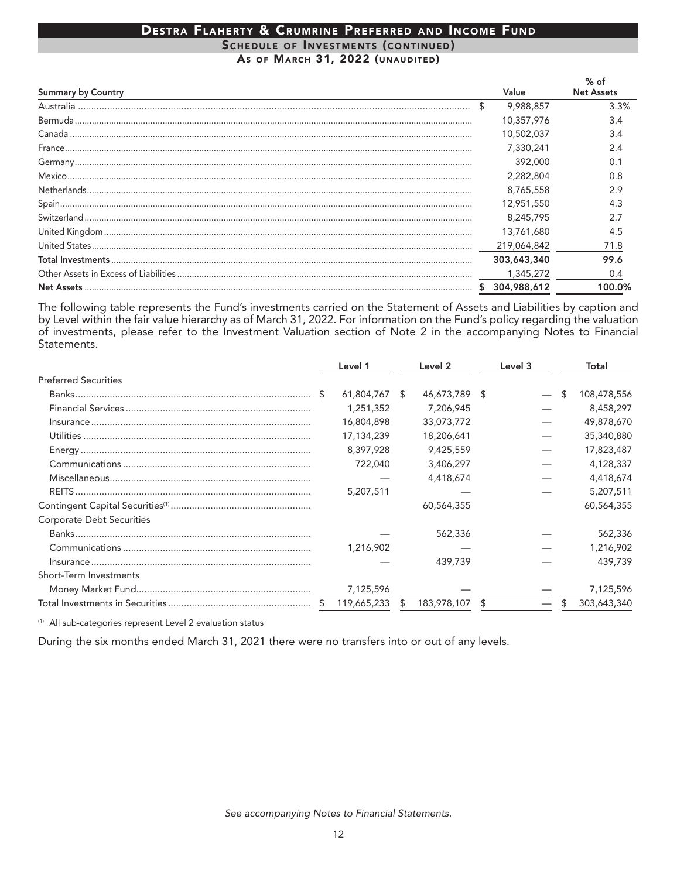# Destra Flaherty & Crumrine Preferred and Income Fund

## Schedule of Investments (continued)

### As of March 31, 2022 (unaudited)

| Summary by Country | Value | % of Net Assets |
|---|---|---|
| Australia | $ 9,988,857 | 3.3% |
| Bermuda | 10,357,976 | 3.4 |
| Canada | 10,502,037 | 3.4 |
| France | 7,330,241 | 2.4 |
| Germany | 392,000 | 0.1 |
| Mexico | 2,282,804 | 0.8 |
| Netherlands | 8,765,558 | 2.9 |
| Spain | 12,951,550 | 4.3 |
| Switzerland | 8,245,795 | 2.7 |
| United Kingdom | 13,761,680 | 4.5 |
| United States | 219,064,842 | 71.8 |
| **Total Investments** | **303,643,340** | **99.6** |
| Other Assets in Excess of Liabilities | 1,345,272 | 0.4 |
| **Net Assets** | **$ 304,988,612** | **100.0%** |

The following table represents the Fund's investments carried on the Statement of Assets and Liabilities by caption and by Level within the fair value hierarchy as of March 31, 2022. For information on the Fund's policy regarding the valuation of investments, please refer to the Investment Valuation section of Note 2 in the accompanying Notes to Financial Statements.

| | Level 1 | Level 2 | Level 3 | Total |
|---|---|---|---|---|
| Preferred Securities | | | | |
| Banks | $ 61,804,767 | $ 46,673,789 | $ — | $ 108,478,556 |
| Financial Services | 1,251,352 | 7,206,945 | — | 8,458,297 |
| Insurance | 16,804,898 | 33,073,772 | — | 49,878,670 |
| Utilities | 17,134,239 | 18,206,641 | — | 35,340,880 |
| Energy | 8,397,928 | 9,425,559 | — | 17,823,487 |
| Communications | 722,040 | 3,406,297 | — | 4,128,337 |
| Miscellaneous | — | 4,418,674 | — | 4,418,674 |
| REITS | 5,207,511 | — | — | 5,207,511 |
| Contingent Capital Securities[1] | | 60,564,355 | | 60,564,355 |
| Corporate Debt Securities | | | | |
| Banks | — | 562,336 | — | 562,336 |
| Communications | 1,216,902 | — | — | 1,216,902 |
| Insurance | — | 439,739 | — | 439,739 |
| Short-Term Investments | | | | |
| Money Market Fund | 7,125,596 | — | — | 7,125,596 |
| Total Investments in Securities | $ 119,665,233 | $ 183,978,107 | $ — | $ 303,643,340 |

[1] All sub-categories represent Level 2 evaluation status

During the six months ended March 31, 2021 there were no transfers into or out of any levels.

*See accompanying Notes to Financial Statements.*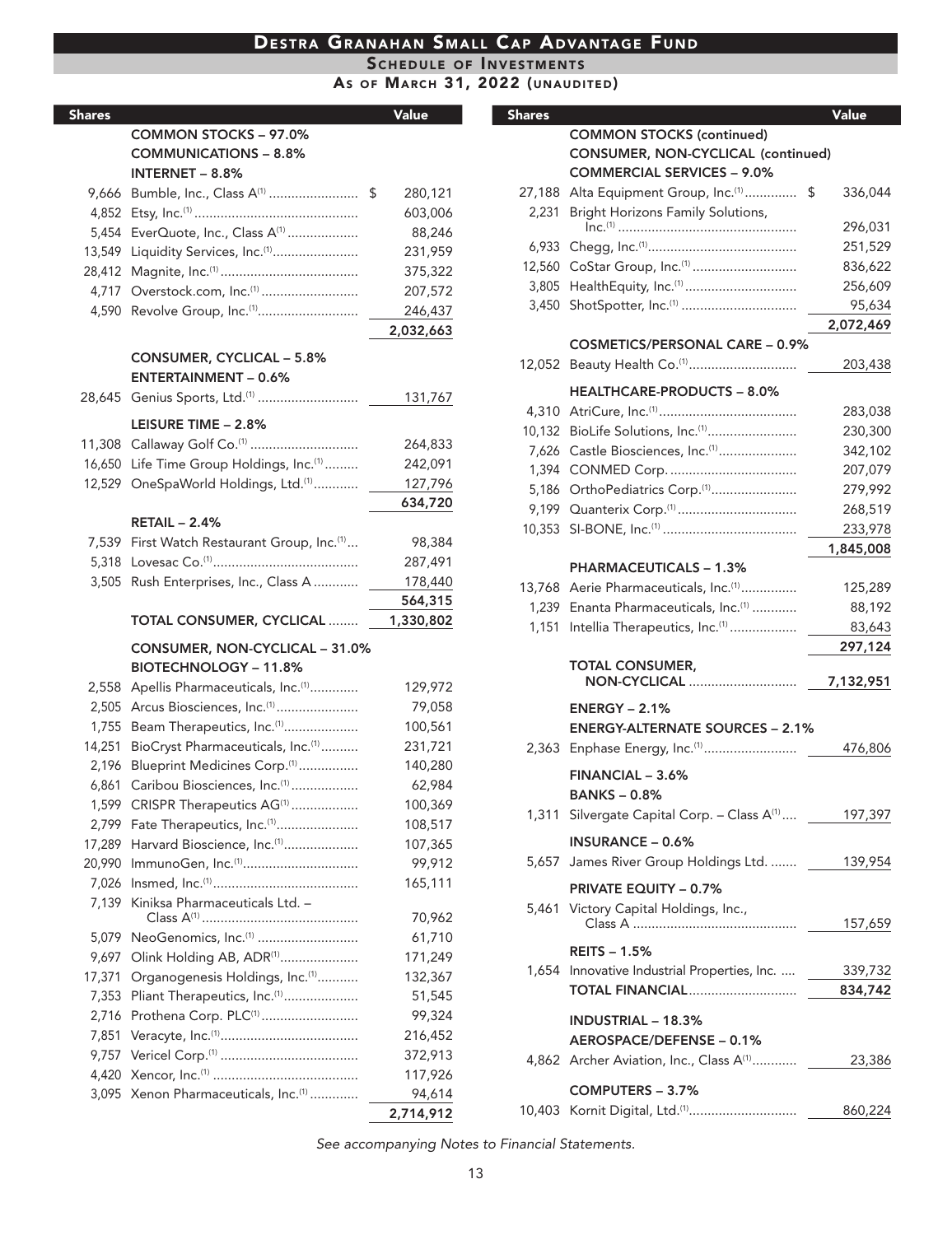# Destra Granahan Small Cap Advantage Fund

## Schedule of Investments

### As of March 31, 2022 (Unaudited)

| Shares | | Value |
|---|---|---|
| | **COMMON STOCKS – 97.0%** | |
| | **COMMUNICATIONS – 8.8%** | |
| | **INTERNET – 8.8%** | |
| 9,666 | Bumble, Inc., Class A[(1)] | $ 280,121 |
| 4,852 | Etsy, Inc.[(1)] | 603,006 |
| 5,454 | EverQuote, Inc., Class A[(1)] | 88,246 |
| 13,549 | Liquidity Services, Inc.[(1)] | 231,959 |
| 28,412 | Magnite, Inc.[(1)] | 375,322 |
| 4,717 | Overstock.com, Inc.[(1)] | 207,572 |
| 4,590 | Revolve Group, Inc.[(1)] | 246,437 |
| | | 2,032,663 |
| | **CONSUMER, CYCLICAL – 5.8%** | |
| | **ENTERTAINMENT – 0.6%** | |
| 28,645 | Genius Sports, Ltd.[(1)] | 131,767 |
| | **LEISURE TIME – 2.8%** | |
| 11,308 | Callaway Golf Co.[(1)] | 264,833 |
| 16,650 | Life Time Group Holdings, Inc.[(1)] | 242,091 |
| 12,529 | OneSpaWorld Holdings, Ltd.[(1)] | 127,796 |
| | | 634,720 |
| | **RETAIL – 2.4%** | |
| 7,539 | First Watch Restaurant Group, Inc.[(1)] | 98,384 |
| 5,318 | Lovesac Co.[(1)] | 287,491 |
| 3,505 | Rush Enterprises, Inc., Class A | 178,440 |
| | | 564,315 |
| | **TOTAL CONSUMER, CYCLICAL** | 1,330,802 |
| | **CONSUMER, NON-CYCLICAL – 31.0%** | |
| | **BIOTECHNOLOGY – 11.8%** | |
| 2,558 | Apellis Pharmaceuticals, Inc.[(1)] | 129,972 |
| 2,505 | Arcus Biosciences, Inc.[(1)] | 79,058 |
| 1,755 | Beam Therapeutics, Inc.[(1)] | 100,561 |
| 14,251 | BioCryst Pharmaceuticals, Inc.[(1)] | 231,721 |
| 2,196 | Blueprint Medicines Corp.[(1)] | 140,280 |
| 6,861 | Caribou Biosciences, Inc.[(1)] | 62,984 |
| 1,599 | CRISPR Therapeutics AG[(1)] | 100,369 |
| 2,799 | Fate Therapeutics, Inc.[(1)] | 108,517 |
| 17,289 | Harvard Bioscience, Inc.[(1)] | 107,365 |
| 20,990 | ImmunoGen, Inc.[(1)] | 99,912 |
| 7,026 | Insmed, Inc.[(1)] | 165,111 |
| 7,139 | Kiniksa Pharmaceuticals Ltd. – Class A[(1)] | 70,962 |
| 5,079 | NeoGenomics, Inc.[(1)] | 61,710 |
| 9,697 | Olink Holding AB, ADR[(1)] | 171,249 |
| 17,371 | Organogenesis Holdings, Inc.[(1)] | 132,367 |
| 7,353 | Pliant Therapeutics, Inc.[(1)] | 51,545 |
| 2,716 | Prothena Corp. PLC[(1)] | 99,324 |
| 7,851 | Veracyte, Inc.[(1)] | 216,452 |
| 9,757 | Vericel Corp.[(1)] | 372,913 |
| 4,420 | Xencor, Inc.[(1)] | 117,926 |
| 3,095 | Xenon Pharmaceuticals, Inc.[(1)] | 94,614 |
| | | 2,714,912 |
| | **COMMON STOCKS (continued)** | |
| | **CONSUMER, NON-CYCLICAL (continued)** | |
| | **COMMERCIAL SERVICES – 9.0%** | |
| 27,188 | Alta Equipment Group, Inc.[(1)] | $ 336,044 |
| 2,231 | Bright Horizons Family Solutions, Inc.[(1)] | 296,031 |
| 6,933 | Chegg, Inc.[(1)] | 251,529 |
| 12,560 | CoStar Group, Inc.[(1)] | 836,622 |
| 3,805 | HealthEquity, Inc.[(1)] | 256,609 |
| 3,450 | ShotSpotter, Inc.[(1)] | 95,634 |
| | | 2,072,469 |
| | **COSMETICS/PERSONAL CARE – 0.9%** | |
| 12,052 | Beauty Health Co.[(1)] | 203,438 |
| | **HEALTHCARE-PRODUCTS – 8.0%** | |
| 4,310 | AtriCure, Inc.[(1)] | 283,038 |
| 10,132 | BioLife Solutions, Inc.[(1)] | 230,300 |
| 7,626 | Castle Biosciences, Inc.[(1)] | 342,102 |
| 1,394 | CONMED Corp. | 207,079 |
| 5,186 | OrthoPediatrics Corp.[(1)] | 279,992 |
| 9,199 | Quanterix Corp.[(1)] | 268,519 |
| 10,353 | SI-BONE, Inc.[(1)] | 233,978 |
| | | 1,845,008 |
| | **PHARMACEUTICALS – 1.3%** | |
| 13,768 | Aerie Pharmaceuticals, Inc.[(1)] | 125,289 |
| 1,239 | Enanta Pharmaceuticals, Inc.[(1)] | 88,192 |
| 1,151 | Intellia Therapeutics, Inc.[(1)] | 83,643 |
| | | 297,124 |
| | **TOTAL CONSUMER, NON-CYCLICAL** | 7,132,951 |
| | **ENERGY – 2.1%** | |
| | **ENERGY-ALTERNATE SOURCES – 2.1%** | |
| 2,363 | Enphase Energy, Inc.[(1)] | 476,806 |
| | **FINANCIAL – 3.6%** | |
| | **BANKS – 0.8%** | |
| 1,311 | Silvergate Capital Corp. – Class A[(1)] | 197,397 |
| | **INSURANCE – 0.6%** | |
| 5,657 | James River Group Holdings Ltd. | 139,954 |
| | **PRIVATE EQUITY – 0.7%** | |
| 5,461 | Victory Capital Holdings, Inc., Class A | 157,659 |
| | **REITS – 1.5%** | |
| 1,654 | Innovative Industrial Properties, Inc. | 339,732 |
| | **TOTAL FINANCIAL** | 834,742 |
| | **INDUSTRIAL – 18.3%** | |
| | **AEROSPACE/DEFENSE – 0.1%** | |
| 4,862 | Archer Aviation, Inc., Class A[(1)] | 23,386 |
| | **COMPUTERS – 3.7%** | |
| 10,403 | Kornit Digital, Ltd.[(1)] | 860,224 |

*See accompanying Notes to Financial Statements.*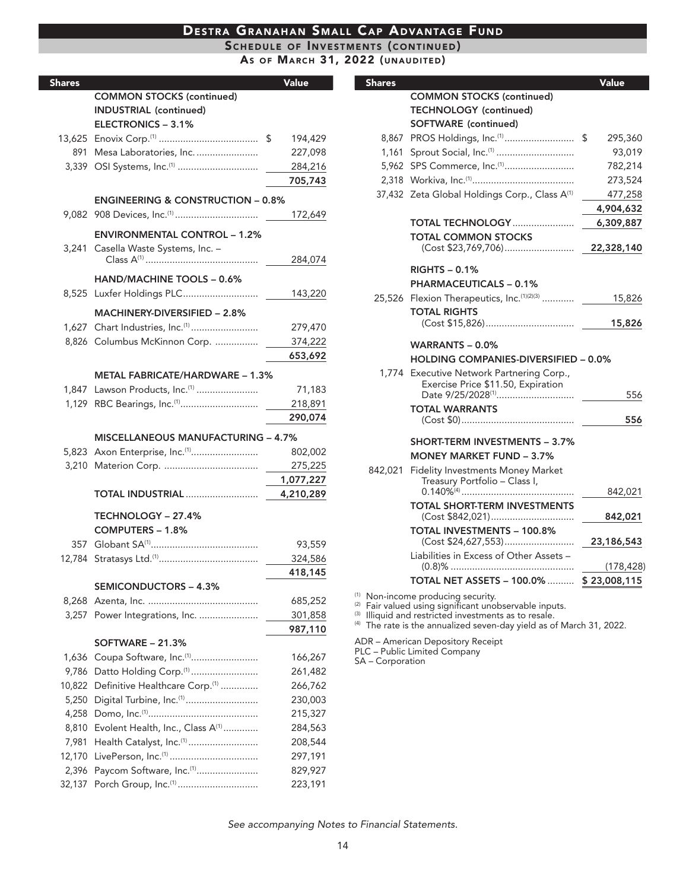# Destra Granahan Small Cap Advantage Fund

## Schedule of Investments (continued)

### As of March 31, 2022 (unaudited)

| Shares | | Value |
|---|---|---|
| | **COMMON STOCKS (continued)** | |
| | **INDUSTRIAL (continued)** | |
| | **ELECTRONICS – 3.1%** | |
| 13,625 | Enovix Corp.[1] | $ 194,429 |
| 891 | Mesa Laboratories, Inc. | 227,098 |
| 3,339 | OSI Systems, Inc.[1] | 284,216 |
| | | **705,743** |
| | **ENGINEERING & CONSTRUCTION – 0.8%** | |
| 9,082 | 908 Devices, Inc.[1] | 172,649 |
| | **ENVIRONMENTAL CONTROL – 1.2%** | |
| 3,241 | Casella Waste Systems, Inc. – Class A[1] | 284,074 |
| | **HAND/MACHINE TOOLS – 0.6%** | |
| 8,525 | Luxfer Holdings PLC | 143,220 |
| | **MACHINERY-DIVERSIFIED – 2.8%** | |
| 1,627 | Chart Industries, Inc.[1] | 279,470 |
| 8,826 | Columbus McKinnon Corp. | 374,222 |
| | | **653,692** |
| | **METAL FABRICATE/HARDWARE – 1.3%** | |
| 1,847 | Lawson Products, Inc.[1] | 71,183 |
| 1,129 | RBC Bearings, Inc.[1] | 218,891 |
| | | **290,074** |
| | **MISCELLANEOUS MANUFACTURING – 4.7%** | |
| 5,823 | Axon Enterprise, Inc.[1] | 802,002 |
| 3,210 | Materion Corp. | 275,225 |
| | | **1,077,227** |
| | **TOTAL INDUSTRIAL** | **4,210,289** |
| | **TECHNOLOGY – 27.4%** | |
| | **COMPUTERS – 1.8%** | |
| 357 | Globant SA[1] | 93,559 |
| 12,784 | Stratasys Ltd.[1] | 324,586 |
| | | **418,145** |
| | **SEMICONDUCTORS – 4.3%** | |
| 8,268 | Azenta, Inc. | 685,252 |
| 3,257 | Power Integrations, Inc. | 301,858 |
| | | **987,110** |
| | **SOFTWARE – 21.3%** | |
| 1,636 | Coupa Software, Inc.[1] | 166,267 |
| 9,786 | Datto Holding Corp.[1] | 261,482 |
| 10,822 | Definitive Healthcare Corp.[1] | 266,762 |
| 5,250 | Digital Turbine, Inc.[1] | 230,003 |
| 4,258 | Domo, Inc.[1] | 215,327 |
| 8,810 | Evolent Health, Inc., Class A[1] | 284,563 |
| 7,981 | Health Catalyst, Inc.[1] | 208,544 |
| 12,170 | LivePerson, Inc.[1] | 297,191 |
| 2,396 | Paycom Software, Inc.[1] | 829,927 |
| 32,137 | Porch Group, Inc.[1] | 223,191 |
| | **COMMON STOCKS (continued)** | |
| | **TECHNOLOGY (continued)** | |
| | **SOFTWARE (continued)** | |
| 8,867 | PROS Holdings, Inc.[1] | $ 295,360 |
| 1,161 | Sprout Social, Inc.[1] | 93,019 |
| 5,962 | SPS Commerce, Inc.[1] | 782,214 |
| 2,318 | Workiva, Inc.[1] | 273,524 |
| 37,432 | Zeta Global Holdings Corp., Class A[1] | 477,258 |
| | | **4,904,632** |
| | **TOTAL TECHNOLOGY** | **6,309,887** |
| | **TOTAL COMMON STOCKS** (Cost $23,769,706) | **22,328,140** |
| | **RIGHTS – 0.1%** | |
| | **PHARMACEUTICALS – 0.1%** | |
| 25,526 | Flexion Therapeutics, Inc.[1][2][3] | 15,826 |
| | **TOTAL RIGHTS** (Cost $15,826) | **15,826** |
| | **WARRANTS – 0.0%** | |
| | **HOLDING COMPANIES-DIVERSIFIED – 0.0%** | |
| 1,774 | Executive Network Partnering Corp., Exercise Price $11.50, Expiration Date 9/25/2028[1] | 556 |
| | **TOTAL WARRANTS** (Cost $0) | **556** |
| | **SHORT-TERM INVESTMENTS – 3.7%** | |
| | **MONEY MARKET FUND – 3.7%** | |
| 842,021 | Fidelity Investments Money Market Treasury Portfolio – Class I, 0.140%[4] | 842,021 |
| | **TOTAL SHORT-TERM INVESTMENTS** (Cost $842,021) | **842,021** |
| | **TOTAL INVESTMENTS – 100.8%** (Cost $24,627,553) | **23,186,543** |
| | Liabilities in Excess of Other Assets – (0.8)% | (178,428) |
| | **TOTAL NET ASSETS – 100.0%** | **$ 23,008,115** |

[1] Non-income producing security.
[2] Fair valued using significant unobservable inputs.
[3] Illiquid and restricted investments as to resale.
[4] The rate is the annualized seven-day yield as of March 31, 2022.

ADR – American Depository Receipt
PLC – Public Limited Company
SA – Corporation

*See accompanying Notes to Financial Statements.*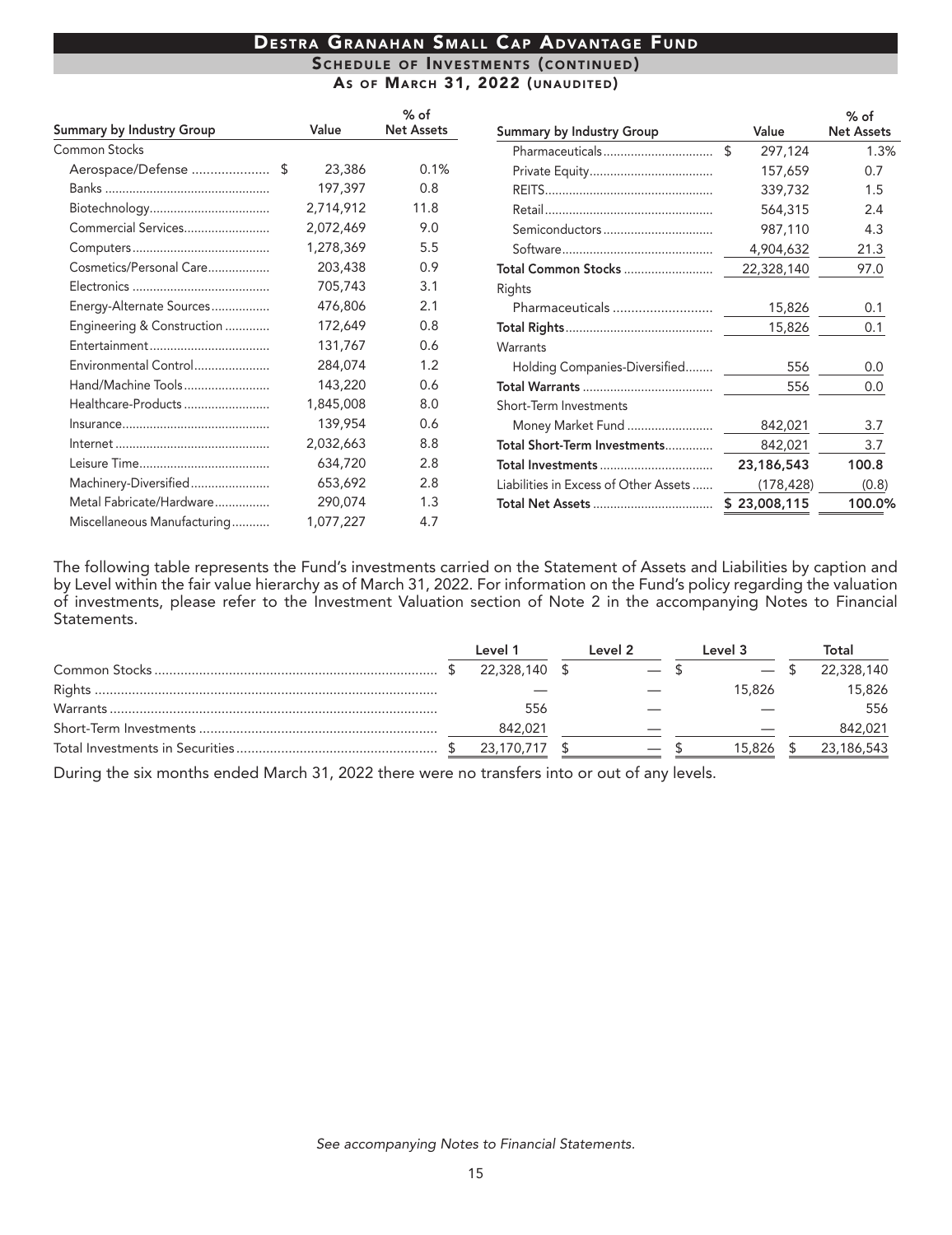# Destra Granahan Small Cap Advantage Fund

## Schedule of Investments (continued)

### As of March 31, 2022 (unaudited)

| Summary by Industry Group | Value | % of Net Assets |
|---|---|---|
| Common Stocks | | |
| Aerospace/Defense | $ 23,386 | 0.1% |
| Banks | 197,397 | 0.8 |
| Biotechnology | 2,714,912 | 11.8 |
| Commercial Services | 2,072,469 | 9.0 |
| Computers | 1,278,369 | 5.5 |
| Cosmetics/Personal Care | 203,438 | 0.9 |
| Electronics | 705,743 | 3.1 |
| Energy-Alternate Sources | 476,806 | 2.1 |
| Engineering & Construction | 172,649 | 0.8 |
| Entertainment | 131,767 | 0.6 |
| Environmental Control | 284,074 | 1.2 |
| Hand/Machine Tools | 143,220 | 0.6 |
| Healthcare-Products | 1,845,008 | 8.0 |
| Insurance | 139,954 | 0.6 |
| Internet | 2,032,663 | 8.8 |
| Leisure Time | 634,720 | 2.8 |
| Machinery-Diversified | 653,692 | 2.8 |
| Metal Fabricate/Hardware | 290,074 | 1.3 |
| Miscellaneous Manufacturing | 1,077,227 | 4.7 |
| Pharmaceuticals | $ 297,124 | 1.3% |
| Private Equity | 157,659 | 0.7 |
| REITS | 339,732 | 1.5 |
| Retail | 564,315 | 2.4 |
| Semiconductors | 987,110 | 4.3 |
| Software | 4,904,632 | 21.3 |
| **Total Common Stocks** | 22,328,140 | 97.0 |
| Rights | | |
| Pharmaceuticals | 15,826 | 0.1 |
| **Total Rights** | 15,826 | 0.1 |
| Warrants | | |
| Holding Companies-Diversified | 556 | 0.0 |
| **Total Warrants** | 556 | 0.0 |
| Short-Term Investments | | |
| Money Market Fund | 842,021 | 3.7 |
| **Total Short-Term Investments** | 842,021 | 3.7 |
| **Total Investments** | **23,186,543** | **100.8** |
| Liabilities in Excess of Other Assets | (178,428) | (0.8) |
| **Total Net Assets** | **$ 23,008,115** | **100.0%** |

The following table represents the Fund's investments carried on the Statement of Assets and Liabilities by caption and by Level within the fair value hierarchy as of March 31, 2022. For information on the Fund's policy regarding the valuation of investments, please refer to the Investment Valuation section of Note 2 in the accompanying Notes to Financial Statements.

| | Level 1 | Level 2 | Level 3 | Total |
|---|---|---|---|---|
| Common Stocks | $ 22,328,140 | $ — | $ — | $ 22,328,140 |
| Rights | — | — | 15,826 | 15,826 |
| Warrants | 556 | — | — | 556 |
| Short-Term Investments | 842,021 | — | — | 842,021 |
| Total Investments in Securities | $ 23,170,717 | $ — | $ 15,826 | $ 23,186,543 |

During the six months ended March 31, 2022 there were no transfers into or out of any levels.

*See accompanying Notes to Financial Statements.*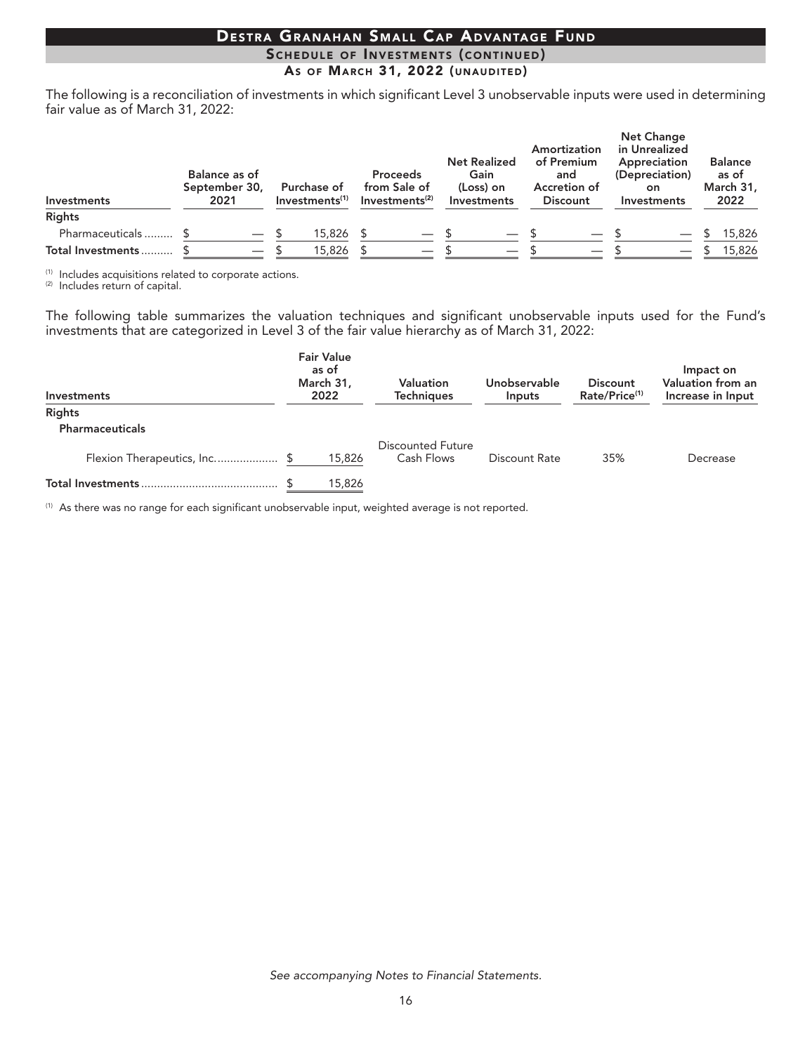# Destra Granahan Small Cap Advantage Fund

## Schedule of Investments (continued)

### As of March 31, 2022 (unaudited)

The following is a reconciliation of investments in which significant Level 3 unobservable inputs were used in determining fair value as of March 31, 2022:

| Investments | Balance as of September 30, 2021 | Purchase of Investments[1] | Proceeds from Sale of Investments[2] | Net Realized Gain (Loss) on Investments | Amortization of Premium and Accretion of Discount | Net Change in Unrealized Appreciation (Depreciation) on Investments | Balance as of March 31, 2022 |
|---|---|---|---|---|---|---|---|
| **Rights** | | | | | | | |
| Pharmaceuticals | $ — | $ 15,826 | $ — | $ — | $ — | $ — | $ 15,826 |
| **Total Investments** | $ — | $ 15,826 | $ — | $ — | $ — | $ — | $ 15,826 |

[1] Includes acquisitions related to corporate actions.
[2] Includes return of capital.

The following table summarizes the valuation techniques and significant unobservable inputs used for the Fund's investments that are categorized in Level 3 of the fair value hierarchy as of March 31, 2022:

| Investments | Fair Value as of March 31, 2022 | Valuation Techniques | Unobservable Inputs | Discount Rate/Price[1] | Impact on Valuation from an Increase in Input |
|---|---|---|---|---|---|
| **Rights** | | | | | |
| **Pharmaceuticals** | | | | | |
| Flexion Therapeutics, Inc. | $ 15,826 | Discounted Future Cash Flows | Discount Rate | 35% | Decrease |
| **Total Investments** | $ 15,826 | | | | |

[1] As there was no range for each significant unobservable input, weighted average is not reported.

*See accompanying Notes to Financial Statements.*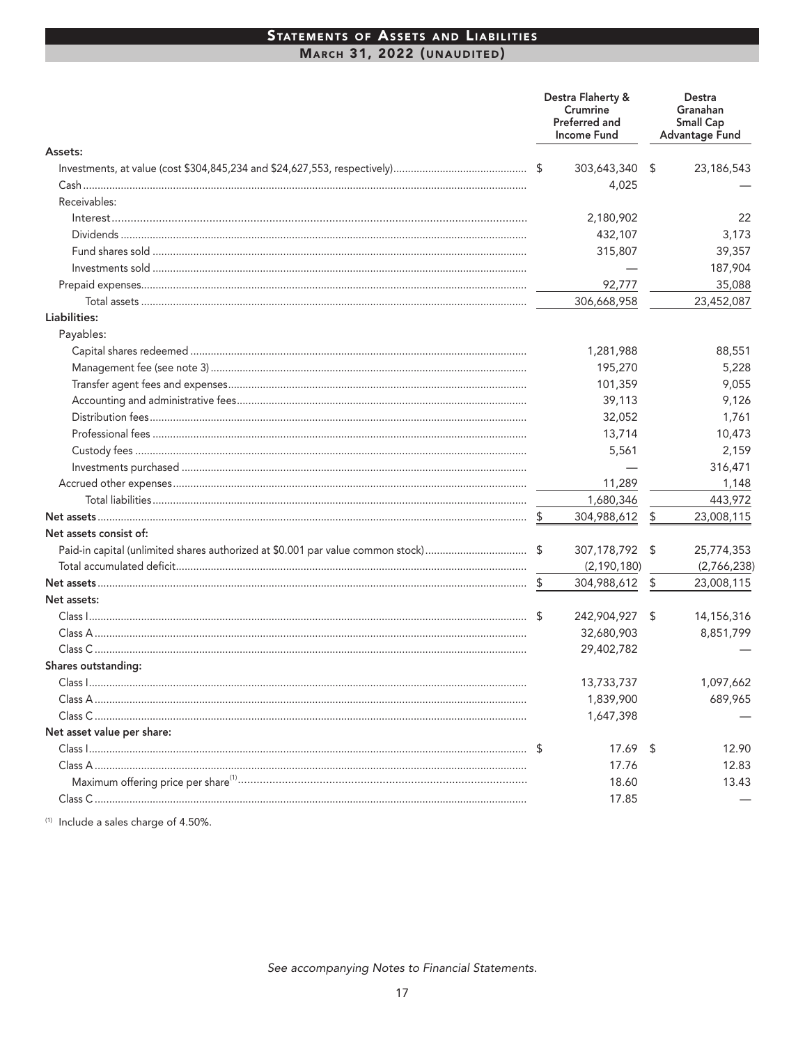# Statements of Assets and Liabilities

## March 31, 2022 (unaudited)

| | Destra Flaherty & Crumrine Preferred and Income Fund | Destra Granahan Small Cap Advantage Fund |
|---|---|---|
| **Assets:** | | |
| Investments, at value (cost $304,845,234 and $24,627,553, respectively) | $ 303,643,340 | $ 23,186,543 |
| Cash | 4,025 | — |
| Receivables: | | |
| Interest | 2,180,902 | 22 |
| Dividends | 432,107 | 3,173 |
| Fund shares sold | 315,807 | 39,357 |
| Investments sold | — | 187,904 |
| Prepaid expenses | 92,777 | 35,088 |
| Total assets | 306,668,958 | 23,452,087 |
| **Liabilities:** | | |
| Payables: | | |
| Capital shares redeemed | 1,281,988 | 88,551 |
| Management fee (see note 3) | 195,270 | 5,228 |
| Transfer agent fees and expenses | 101,359 | 9,055 |
| Accounting and administrative fees | 39,113 | 9,126 |
| Distribution fees | 32,052 | 1,761 |
| Professional fees | 13,714 | 10,473 |
| Custody fees | 5,561 | 2,159 |
| Investments purchased | — | 316,471 |
| Accrued other expenses | 11,289 | 1,148 |
| Total liabilities | 1,680,346 | 443,972 |
| **Net assets** | $ 304,988,612 | $ 23,008,115 |
| **Net assets consist of:** | | |
| Paid-in capital (unlimited shares authorized at $0.001 par value common stock) | $ 307,178,792 | $ 25,774,353 |
| Total accumulated deficit | (2,190,180) | (2,766,238) |
| **Net assets** | $ 304,988,612 | $ 23,008,115 |
| **Net assets:** | | |
| Class I | $ 242,904,927 | $ 14,156,316 |
| Class A | 32,680,903 | 8,851,799 |
| Class C | 29,402,782 | — |
| **Shares outstanding:** | | |
| Class I | 13,733,737 | 1,097,662 |
| Class A | 1,839,900 | 689,965 |
| Class C | 1,647,398 | — |
| **Net asset value per share:** | | |
| Class I | $ 17.69 | $ 12.90 |
| Class A | 17.76 | 12.83 |
| Maximum offering price per share[1] | 18.60 | 13.43 |
| Class C | 17.85 | — |

[1] Include a sales charge of 4.50%.

*See accompanying Notes to Financial Statements.*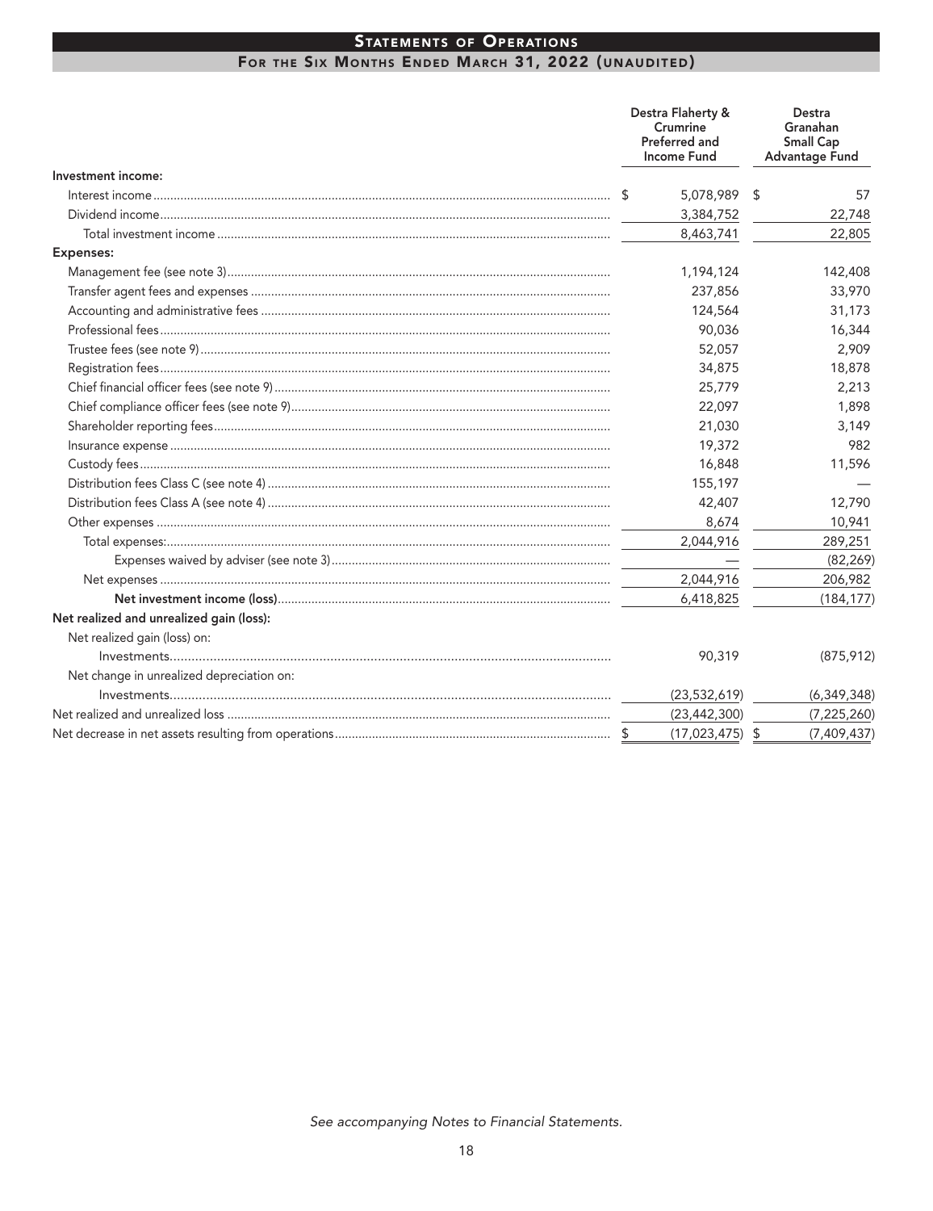## Statements of Operations
### For the Six Months Ended March 31, 2022 (unaudited)

| | Destra Flaherty & Crumrine Preferred and Income Fund | Destra Granahan Small Cap Advantage Fund |
|---|---|---|
| **Investment income:** | | |
| Interest income | $ 5,078,989 | $ 57 |
| Dividend income | 3,384,752 | 22,748 |
| Total investment income | 8,463,741 | 22,805 |
| **Expenses:** | | |
| Management fee (see note 3) | 1,194,124 | 142,408 |
| Transfer agent fees and expenses | 237,856 | 33,970 |
| Accounting and administrative fees | 124,564 | 31,173 |
| Professional fees | 90,036 | 16,344 |
| Trustee fees (see note 9) | 52,057 | 2,909 |
| Registration fees | 34,875 | 18,878 |
| Chief financial officer fees (see note 9) | 25,779 | 2,213 |
| Chief compliance officer fees (see note 9) | 22,097 | 1,898 |
| Shareholder reporting fees | 21,030 | 3,149 |
| Insurance expense | 19,372 | 982 |
| Custody fees | 16,848 | 11,596 |
| Distribution fees Class C (see note 4) | 155,197 | — |
| Distribution fees Class A (see note 4) | 42,407 | 12,790 |
| Other expenses | 8,674 | 10,941 |
| Total expenses: | 2,044,916 | 289,251 |
| Expenses waived by adviser (see note 3) | — | (82,269) |
| Net expenses | 2,044,916 | 206,982 |
| **Net investment income (loss)** | 6,418,825 | (184,177) |
| **Net realized and unrealized gain (loss):** | | |
| Net realized gain (loss) on: | | |
| Investments | 90,319 | (875,912) |
| Net change in unrealized depreciation on: | | |
| Investments | (23,532,619) | (6,349,348) |
| Net realized and unrealized loss | (23,442,300) | (7,225,260) |
| Net decrease in net assets resulting from operations | $ (17,023,475) | $ (7,409,437) |

*See accompanying Notes to Financial Statements.*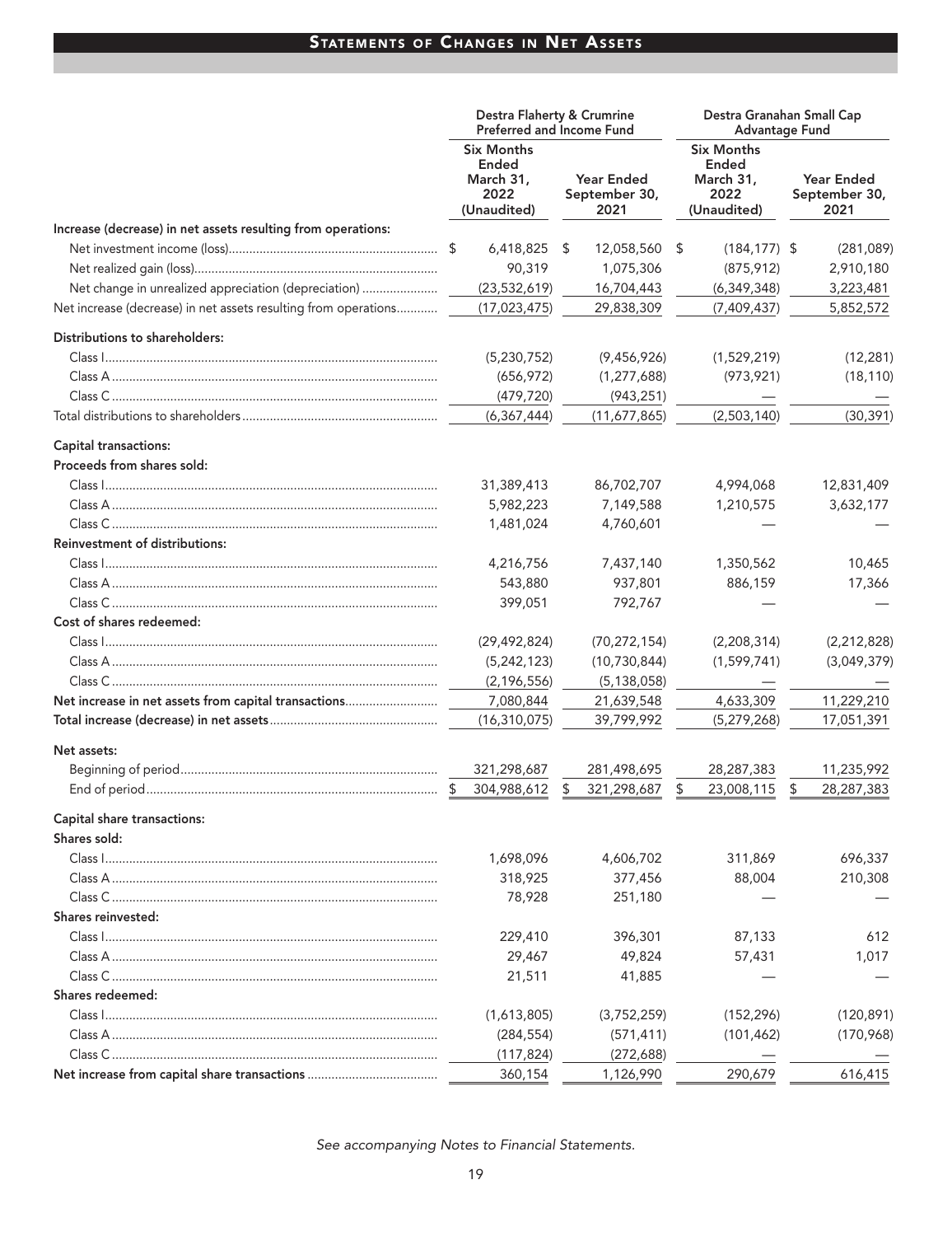## Statements of Changes in Net Assets

| | Destra Flaherty & Crumrine Preferred and Income Fund | | Destra Granahan Small Cap Advantage Fund | |
|---|---|---|---|---|
| | Six Months Ended March 31, 2022 (Unaudited) | Year Ended September 30, 2021 | Six Months Ended March 31, 2022 (Unaudited) | Year Ended September 30, 2021 |
| **Increase (decrease) in net assets resulting from operations:** | | | | |
| Net investment income (loss) | $ 6,418,825 | $ 12,058,560 | $ (184,177) | $ (281,089) |
| Net realized gain (loss) | 90,319 | 1,075,306 | (875,912) | 2,910,180 |
| Net change in unrealized appreciation (depreciation) | (23,532,619) | 16,704,443 | (6,349,348) | 3,223,481 |
| Net increase (decrease) in net assets resulting from operations | (17,023,475) | 29,838,309 | (7,409,437) | 5,852,572 |
| **Distributions to shareholders:** | | | | |
| Class I | (5,230,752) | (9,456,926) | (1,529,219) | (12,281) |
| Class A | (656,972) | (1,277,688) | (973,921) | (18,110) |
| Class C | (479,720) | (943,251) | — | — |
| Total distributions to shareholders | (6,367,444) | (11,677,865) | (2,503,140) | (30,391) |
| **Capital transactions:** | | | | |
| **Proceeds from shares sold:** | | | | |
| Class I | 31,389,413 | 86,702,707 | 4,994,068 | 12,831,409 |
| Class A | 5,982,223 | 7,149,588 | 1,210,575 | 3,632,177 |
| Class C | 1,481,024 | 4,760,601 | — | — |
| **Reinvestment of distributions:** | | | | |
| Class I | 4,216,756 | 7,437,140 | 1,350,562 | 10,465 |
| Class A | 543,880 | 937,801 | 886,159 | 17,366 |
| Class C | 399,051 | 792,767 | — | — |
| **Cost of shares redeemed:** | | | | |
| Class I | (29,492,824) | (70,272,154) | (2,208,314) | (2,212,828) |
| Class A | (5,242,123) | (10,730,844) | (1,599,741) | (3,049,379) |
| Class C | (2,196,556) | (5,138,058) | — | — |
| **Net increase in net assets from capital transactions** | 7,080,844 | 21,639,548 | 4,633,309 | 11,229,210 |
| **Total increase (decrease) in net assets** | (16,310,075) | 39,799,992 | (5,279,268) | 17,051,391 |
| **Net assets:** | | | | |
| Beginning of period | 321,298,687 | 281,498,695 | 28,287,383 | 11,235,992 |
| End of period | $ 304,988,612 | $ 321,298,687 | $ 23,008,115 | $ 28,287,383 |
| **Capital share transactions:** | | | | |
| **Shares sold:** | | | | |
| Class I | 1,698,096 | 4,606,702 | 311,869 | 696,337 |
| Class A | 318,925 | 377,456 | 88,004 | 210,308 |
| Class C | 78,928 | 251,180 | — | — |
| **Shares reinvested:** | | | | |
| Class I | 229,410 | 396,301 | 87,133 | 612 |
| Class A | 29,467 | 49,824 | 57,431 | 1,017 |
| Class C | 21,511 | 41,885 | — | — |
| **Shares redeemed:** | | | | |
| Class I | (1,613,805) | (3,752,259) | (152,296) | (120,891) |
| Class A | (284,554) | (571,411) | (101,462) | (170,968) |
| Class C | (117,824) | (272,688) | — | — |
| **Net increase from capital share transactions** | 360,154 | 1,126,990 | 290,679 | 616,415 |

*See accompanying Notes to Financial Statements.*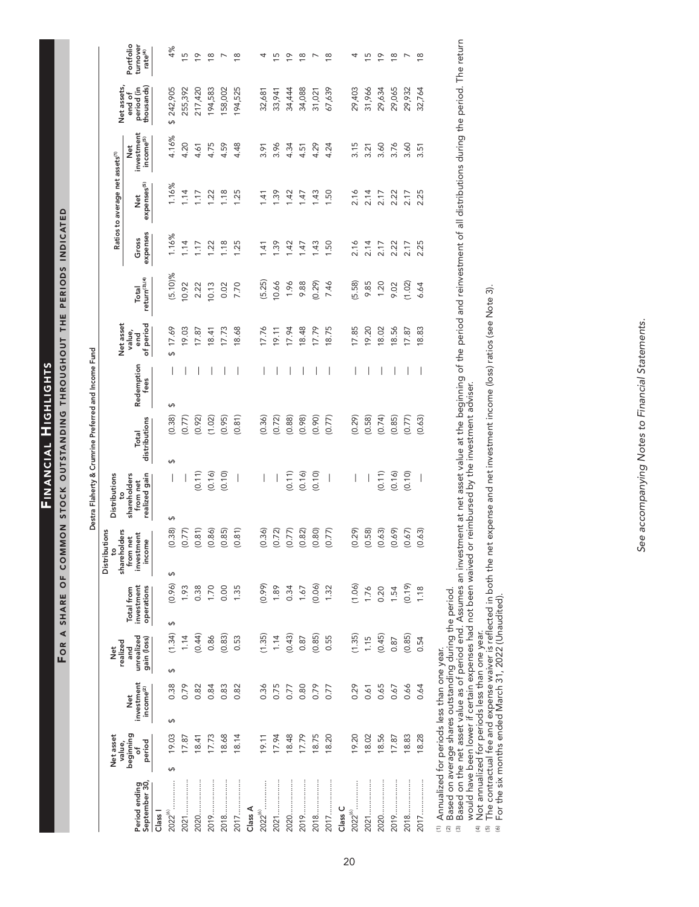# Financial Highlights

## For a share of common stock outstanding throughout the periods indicated

### Destra Flaherty & Crumrine Preferred and Income Fund

| Period ending September 30, | Net asset value, beginning of period | Net investment income[2] | Net realized and unrealized gain (loss) | Total from investment operations | Distributions to shareholders from net investment income | Distributions to shareholders from net realized gain | Total distributions | Redemption fees | Net asset value, end of period | Total return[3],[4] | Gross expenses | Net expenses[5] | Net investment income[5] | Net assets, end of period (in thousands) | Portfolio turnover rate[4] |
|---|---|---|---|---|---|---|---|---|---|---|---|---|---|---|---|
| | | | | | | | | | | | Ratios to average net assets[1] | | | | |
| **Class I** | | | | | | | | | | | | | | | |
| 2022[6] | $ 19.03 | $ 0.38 | $ (1.34) | $ (0.96) | $ (0.38) | $ — | $ (0.38) | $ — | $ 17.69 | (5.10)% | 1.16% | 1.16% | 4.16% | $ 242,905 | 4% |
| 2021 | 17.87 | 0.79 | 1.14 | 1.93 | (0.77) | — | (0.77) | — | 19.03 | 10.92 | 1.14 | 1.14 | 4.20 | 255,392 | 15 |
| 2020 | 18.41 | 0.82 | (0.44) | 0.38 | (0.81) | (0.11) | (0.92) | — | 17.87 | 2.22 | 1.17 | 1.17 | 4.61 | 217,420 | 19 |
| 2019 | 17.73 | 0.84 | 0.86 | 1.70 | (0.86) | (0.16) | (1.02) | — | 18.41 | 10.13 | 1.22 | 1.22 | 4.75 | 194,583 | 18 |
| 2018 | 18.68 | 0.83 | (0.83) | 0.00 | (0.85) | (0.10) | (0.95) | — | 17.73 | 0.02 | 1.18 | 1.18 | 4.59 | 158,002 | 7 |
| 2017 | 18.14 | 0.82 | 0.53 | 1.35 | (0.81) | — | (0.81) | — | 18.68 | 7.70 | 1.25 | 1.25 | 4.48 | 194,525 | 18 |
| **Class A** | | | | | | | | | | | | | | | |
| 2022[6] | 19.11 | 0.36 | (1.35) | (0.99) | (0.36) | — | (0.36) | — | 17.76 | (5.25) | 1.41 | 1.41 | 3.91 | 32,681 | 4 |
| 2021 | 17.94 | 0.75 | 1.14 | 1.89 | (0.72) | — | (0.72) | — | 19.11 | 10.66 | 1.39 | 1.39 | 3.96 | 33,941 | 15 |
| 2020 | 18.48 | 0.77 | (0.43) | 0.34 | (0.77) | (0.11) | (0.88) | — | 17.94 | 1.96 | 1.42 | 1.42 | 4.34 | 34,444 | 19 |
| 2019 | 17.79 | 0.80 | 0.87 | 1.67 | (0.82) | (0.16) | (0.98) | — | 18.48 | 9.88 | 1.47 | 1.47 | 4.51 | 34,088 | 18 |
| 2018 | 18.75 | 0.79 | (0.85) | (0.06) | (0.80) | (0.10) | (0.90) | — | 17.79 | (0.29) | 1.43 | 1.43 | 4.29 | 31,021 | 7 |
| 2017 | 18.20 | 0.77 | 0.55 | 1.32 | (0.77) | — | (0.77) | — | 18.75 | 7.46 | 1.50 | 1.50 | 4.24 | 67,639 | 18 |
| **Class C** | | | | | | | | | | | | | | | |
| 2022[6] | 19.20 | 0.29 | (1.35) | (1.06) | (0.29) | — | (0.29) | — | 17.85 | (5.58) | 2.16 | 2.16 | 3.15 | 29,403 | 4 |
| 2021 | 18.02 | 0.61 | 1.15 | 1.76 | (0.58) | — | (0.58) | — | 19.20 | 9.85 | 2.14 | 2.14 | 3.21 | 31,966 | 15 |
| 2020 | 18.56 | 0.65 | (0.45) | 0.20 | (0.63) | (0.11) | (0.74) | — | 18.02 | 1.20 | 2.17 | 2.17 | 3.60 | 29,634 | 19 |
| 2019 | 17.87 | 0.67 | 0.87 | 1.54 | (0.69) | (0.16) | (0.85) | — | 18.56 | 9.02 | 2.22 | 2.22 | 3.76 | 29,065 | 18 |
| 2018 | 18.83 | 0.66 | (0.85) | (0.19) | (0.67) | (0.10) | (0.77) | — | 17.87 | (1.02) | 2.17 | 2.17 | 3.60 | 29,932 | 7 |
| 2017 | 18.28 | 0.64 | 0.54 | 1.18 | (0.63) | — | (0.63) | — | 18.83 | 6.64 | 2.25 | 2.25 | 3.51 | 32,764 | 18 |

(1) Annualized for periods less than one year.
(2) Based on average shares outstanding during the period.
(3) Based on the net asset value as of period end. Assumes an investment at net asset value at the beginning of the period and reinvestment of all distributions during the period. The return would have been lower if certain expenses had not been waived or reimbursed by the investment adviser.
(4) Not annualized for periods less than one year.
(5) The contractual fee and expense waiver is reflected in both the net expense and net investment income (loss) ratios (see Note 3).
(6) For the six months ended March 31, 2022 (Unaudited).

*See accompanying Notes to Financial Statements.*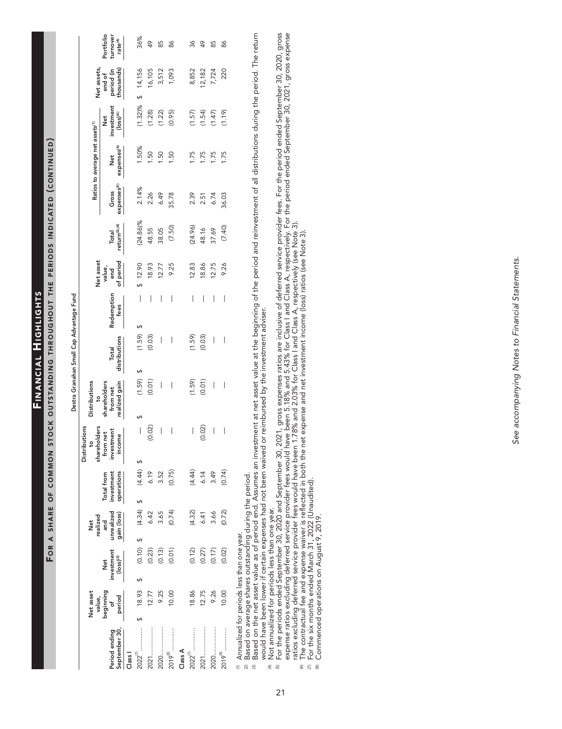# Financial Highlights

## For a share of common stock outstanding throughout the periods indicated (continued)

### Destra Granahan Small Cap Advantage Fund

| Period ending September 30, | Net asset value, beginning of period | Net investment (loss)[2] | Net realized and unrealized gain (loss) | Total from investment operations | Distributions to shareholders from net investment income | Distributions to shareholders from net realized gain | Total distributions | Redemption fees | Net asset value, end of period | Total return[3],[4] | Ratios to average net assets[1] Gross expenses[5] | Net expenses[6] | Net investment (loss)[6] | Net assets, end of period (in thousands) | Portfolio turnover rate[4] |
|---|---|---|---|---|---|---|---|---|---|---|---|---|---|---|---|
| **Class I** | | | | | | | | | | | | | | | |
| 2022[7] ............ | $ 18.93 | $ (0.10) | $ (4.34) | $ (4.44) | $ — | $ (1.59) | $ (1.59) | $ — | $ 12.90 | (24.86)% | 2.14% | 1.50% | (1.32)% | $ 14,156 | 36% |
| 2021............... | 12.77 | (0.23) | 6.42 | 6.19 | (0.02) | (0.01) | (0.03) | — | 18.93 | 48.55 | 2.26 | 1.50 | (1.28) | 16,105 | 49 |
| 2020............... | 9.25 | (0.13) | 3.65 | 3.52 | — | — | — | — | 12.77 | 38.05 | 6.49 | 1.50 | (1.22) | 3,512 | 85 |
| 2019[8] ............ | 10.00 | (0.01) | (0.74) | (0.75) | — | — | — | — | 9.25 | (7.50) | 35.78 | 1.50 | (0.95) | 1,093 | 86 |
| **Class A** | | | | | | | | | | | | | | | |
| 2022[7] ............ | 18.86 | (0.12) | (4.32) | (4.44) | — | (1.59) | (1.59) | — | 12.83 | (24.96) | 2.39 | 1.75 | (1.57) | 8,852 | 36 |
| 2021............... | 12.75 | (0.27) | 6.41 | 6.14 | (0.02) | (0.01) | (0.03) | — | 18.86 | 48.16 | 2.51 | 1.75 | (1.54) | 12,182 | 49 |
| 2020............... | 9.26 | (0.17) | 3.66 | 3.49 | — | — | — | — | 12.75 | 37.69 | 6.74 | 1.75 | (1.47) | 7,724 | 85 |
| 2019[8] ............ | 10.00 | (0.02) | (0.72) | (0.74) | — | — | — | — | 9.26 | (7.40) | 36.03 | 1.75 | (1.19) | 220 | 86 |

[1] Annualized for periods less than one year.
[2] Based on average shares outstanding during the period.
[3] Based on the net asset value as of period end. Assumes an investment at net asset value at the beginning of the period and reinvestment of all distributions during the period. The return would have been lower if certain expenses had not been waived or reimbursed by the investment adviser.
[4] Not annualized for periods less than one year.
[5] For the periods ended September 30, 2020 and September 30, 2021, gross expenses ratios are inclusive of deferred service provider fees. For the period ended September 30, 2020, gross expense ratios excluding deferred service provider fees would have been 5.18% and 5.43% for Class I and Class A, respectively. For the period ended September 30, 2021, gross expense ratios excluding deferred service provider fees would have been 1.78% and 2.03% for Class I and Class A, respectively (see Note 3).
[6] The contractual fee and expense waiver is reflected in both the net expense and net investment income (loss) ratios (see Note 3).
[7] For the six months ended March 31, 2022 (Unaudited).
[8] Commenced operations on August 9, 2019.

*See accompanying Notes to Financial Statements.*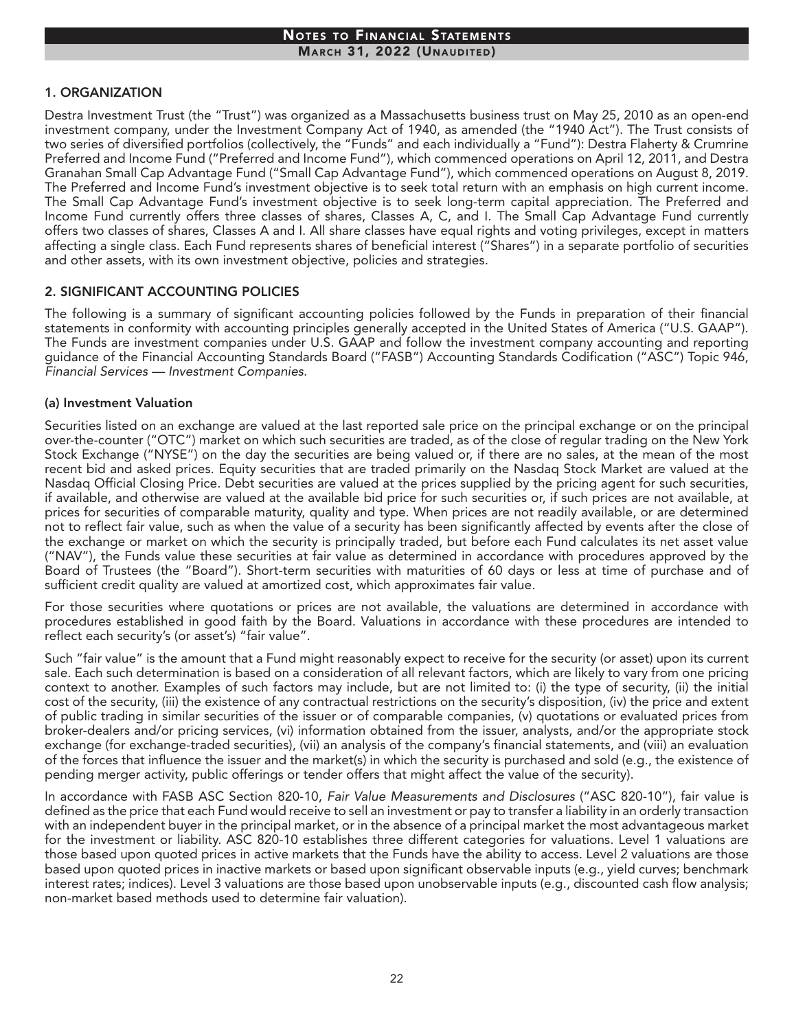## 1. ORGANIZATION

Destra Investment Trust (the "Trust") was organized as a Massachusetts business trust on May 25, 2010 as an open-end investment company, under the Investment Company Act of 1940, as amended (the "1940 Act"). The Trust consists of two series of diversified portfolios (collectively, the "Funds" and each individually a "Fund"): Destra Flaherty & Crumrine Preferred and Income Fund ("Preferred and Income Fund"), which commenced operations on April 12, 2011, and Destra Granahan Small Cap Advantage Fund ("Small Cap Advantage Fund"), which commenced operations on August 8, 2019. The Preferred and Income Fund's investment objective is to seek total return with an emphasis on high current income. The Small Cap Advantage Fund's investment objective is to seek long-term capital appreciation. The Preferred and Income Fund currently offers three classes of shares, Classes A, C, and I. The Small Cap Advantage Fund currently offers two classes of shares, Classes A and I. All share classes have equal rights and voting privileges, except in matters affecting a single class. Each Fund represents shares of beneficial interest ("Shares") in a separate portfolio of securities and other assets, with its own investment objective, policies and strategies.

## 2. SIGNIFICANT ACCOUNTING POLICIES

The following is a summary of significant accounting policies followed by the Funds in preparation of their financial statements in conformity with accounting principles generally accepted in the United States of America ("U.S. GAAP"). The Funds are investment companies under U.S. GAAP and follow the investment company accounting and reporting guidance of the Financial Accounting Standards Board ("FASB") Accounting Standards Codification ("ASC") Topic 946, *Financial Services — Investment Companies*.

### (a) Investment Valuation

Securities listed on an exchange are valued at the last reported sale price on the principal exchange or on the principal over-the-counter ("OTC") market on which such securities are traded, as of the close of regular trading on the New York Stock Exchange ("NYSE") on the day the securities are being valued or, if there are no sales, at the mean of the most recent bid and asked prices. Equity securities that are traded primarily on the Nasdaq Stock Market are valued at the Nasdaq Official Closing Price. Debt securities are valued at the prices supplied by the pricing agent for such securities, if available, and otherwise are valued at the available bid price for such securities or, if such prices are not available, at prices for securities of comparable maturity, quality and type. When prices are not readily available, or are determined not to reflect fair value, such as when the value of a security has been significantly affected by events after the close of the exchange or market on which the security is principally traded, but before each Fund calculates its net asset value ("NAV"), the Funds value these securities at fair value as determined in accordance with procedures approved by the Board of Trustees (the "Board"). Short-term securities with maturities of 60 days or less at time of purchase and of sufficient credit quality are valued at amortized cost, which approximates fair value.

For those securities where quotations or prices are not available, the valuations are determined in accordance with procedures established in good faith by the Board. Valuations in accordance with these procedures are intended to reflect each security's (or asset's) "fair value".

Such "fair value" is the amount that a Fund might reasonably expect to receive for the security (or asset) upon its current sale. Each such determination is based on a consideration of all relevant factors, which are likely to vary from one pricing context to another. Examples of such factors may include, but are not limited to: (i) the type of security, (ii) the initial cost of the security, (iii) the existence of any contractual restrictions on the security's disposition, (iv) the price and extent of public trading in similar securities of the issuer or of comparable companies, (v) quotations or evaluated prices from broker-dealers and/or pricing services, (vi) information obtained from the issuer, analysts, and/or the appropriate stock exchange (for exchange-traded securities), (vii) an analysis of the company's financial statements, and (viii) an evaluation of the forces that influence the issuer and the market(s) in which the security is purchased and sold (e.g., the existence of pending merger activity, public offerings or tender offers that might affect the value of the security).

In accordance with FASB ASC Section 820-10, *Fair Value Measurements and Disclosures* ("ASC 820-10"), fair value is defined as the price that each Fund would receive to sell an investment or pay to transfer a liability in an orderly transaction with an independent buyer in the principal market, or in the absence of a principal market the most advantageous market for the investment or liability. ASC 820-10 establishes three different categories for valuations. Level 1 valuations are those based upon quoted prices in active markets that the Funds have the ability to access. Level 2 valuations are those based upon quoted prices in inactive markets or based upon significant observable inputs (e.g., yield curves; benchmark interest rates; indices). Level 3 valuations are those based upon unobservable inputs (e.g., discounted cash flow analysis; non-market based methods used to determine fair valuation).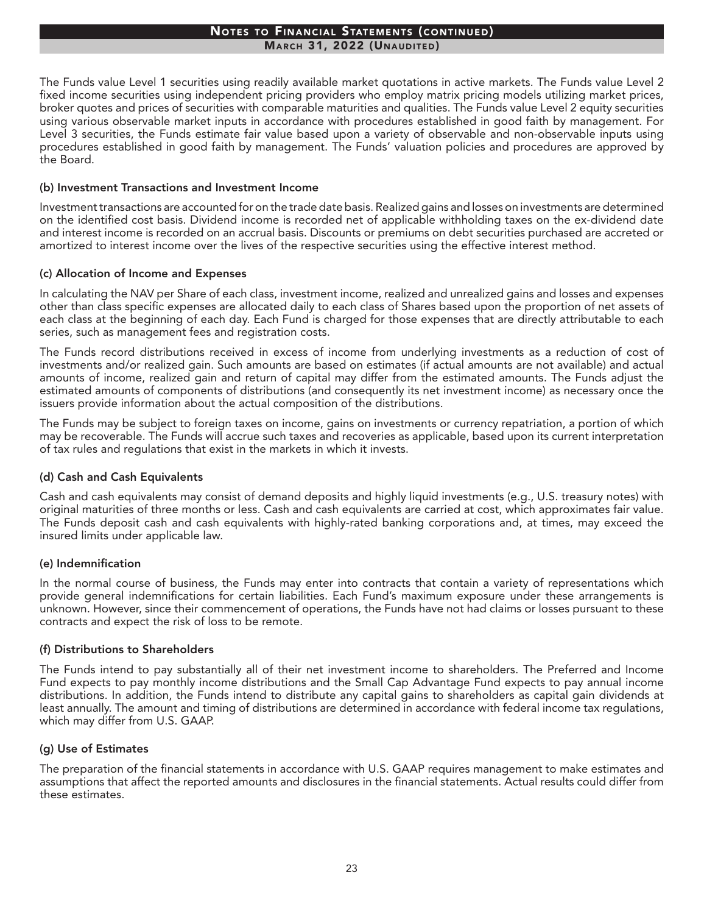The Funds value Level 1 securities using readily available market quotations in active markets. The Funds value Level 2 fixed income securities using independent pricing providers who employ matrix pricing models utilizing market prices, broker quotes and prices of securities with comparable maturities and qualities. The Funds value Level 2 equity securities using various observable market inputs in accordance with procedures established in good faith by management. For Level 3 securities, the Funds estimate fair value based upon a variety of observable and non-observable inputs using procedures established in good faith by management. The Funds' valuation policies and procedures are approved by the Board.

### (b) Investment Transactions and Investment Income

Investment transactions are accounted for on the trade date basis. Realized gains and losses on investments are determined on the identified cost basis. Dividend income is recorded net of applicable withholding taxes on the ex-dividend date and interest income is recorded on an accrual basis. Discounts or premiums on debt securities purchased are accreted or amortized to interest income over the lives of the respective securities using the effective interest method.

### (c) Allocation of Income and Expenses

In calculating the NAV per Share of each class, investment income, realized and unrealized gains and losses and expenses other than class specific expenses are allocated daily to each class of Shares based upon the proportion of net assets of each class at the beginning of each day. Each Fund is charged for those expenses that are directly attributable to each series, such as management fees and registration costs.

The Funds record distributions received in excess of income from underlying investments as a reduction of cost of investments and/or realized gain. Such amounts are based on estimates (if actual amounts are not available) and actual amounts of income, realized gain and return of capital may differ from the estimated amounts. The Funds adjust the estimated amounts of components of distributions (and consequently its net investment income) as necessary once the issuers provide information about the actual composition of the distributions.

The Funds may be subject to foreign taxes on income, gains on investments or currency repatriation, a portion of which may be recoverable. The Funds will accrue such taxes and recoveries as applicable, based upon its current interpretation of tax rules and regulations that exist in the markets in which it invests.

### (d) Cash and Cash Equivalents

Cash and cash equivalents may consist of demand deposits and highly liquid investments (e.g., U.S. treasury notes) with original maturities of three months or less. Cash and cash equivalents are carried at cost, which approximates fair value. The Funds deposit cash and cash equivalents with highly-rated banking corporations and, at times, may exceed the insured limits under applicable law.

### (e) Indemnification

In the normal course of business, the Funds may enter into contracts that contain a variety of representations which provide general indemnifications for certain liabilities. Each Fund's maximum exposure under these arrangements is unknown. However, since their commencement of operations, the Funds have not had claims or losses pursuant to these contracts and expect the risk of loss to be remote.

### (f) Distributions to Shareholders

The Funds intend to pay substantially all of their net investment income to shareholders. The Preferred and Income Fund expects to pay monthly income distributions and the Small Cap Advantage Fund expects to pay annual income distributions. In addition, the Funds intend to distribute any capital gains to shareholders as capital gain dividends at least annually. The amount and timing of distributions are determined in accordance with federal income tax regulations, which may differ from U.S. GAAP.

### (g) Use of Estimates

The preparation of the financial statements in accordance with U.S. GAAP requires management to make estimates and assumptions that affect the reported amounts and disclosures in the financial statements. Actual results could differ from these estimates.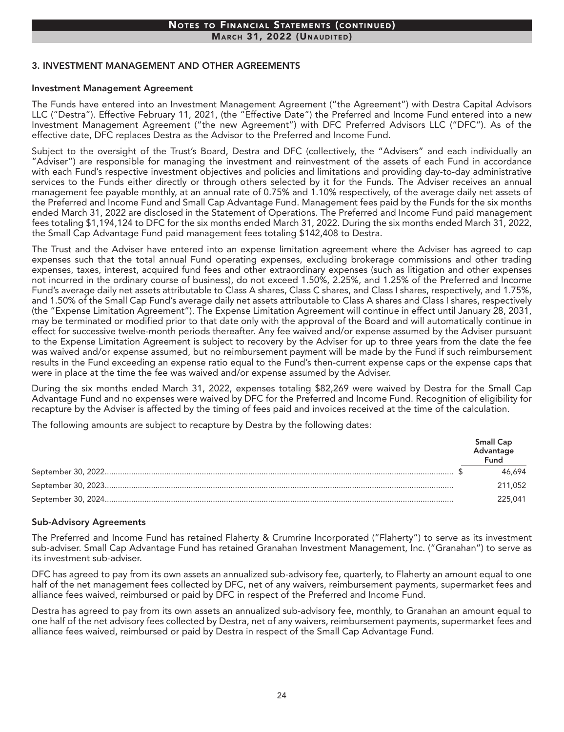## 3. INVESTMENT MANAGEMENT AND OTHER AGREEMENTS

### Investment Management Agreement

The Funds have entered into an Investment Management Agreement ("the Agreement") with Destra Capital Advisors LLC ("Destra"). Effective February 11, 2021, (the "Effective Date") the Preferred and Income Fund entered into a new Investment Management Agreement ("the new Agreement") with DFC Preferred Advisors LLC ("DFC"). As of the effective date, DFC replaces Destra as the Advisor to the Preferred and Income Fund.

Subject to the oversight of the Trust's Board, Destra and DFC (collectively, the "Advisers" and each individually an "Adviser") are responsible for managing the investment and reinvestment of the assets of each Fund in accordance with each Fund's respective investment objectives and policies and limitations and providing day-to-day administrative services to the Funds either directly or through others selected by it for the Funds. The Adviser receives an annual management fee payable monthly, at an annual rate of 0.75% and 1.10% respectively, of the average daily net assets of the Preferred and Income Fund and Small Cap Advantage Fund. Management fees paid by the Funds for the six months ended March 31, 2022 are disclosed in the Statement of Operations. The Preferred and Income Fund paid management fees totaling $1,194,124 to DFC for the six months ended March 31, 2022. During the six months ended March 31, 2022, the Small Cap Advantage Fund paid management fees totaling $142,408 to Destra.

The Trust and the Adviser have entered into an expense limitation agreement where the Adviser has agreed to cap expenses such that the total annual Fund operating expenses, excluding brokerage commissions and other trading expenses, taxes, interest, acquired fund fees and other extraordinary expenses (such as litigation and other expenses not incurred in the ordinary course of business), do not exceed 1.50%, 2.25%, and 1.25% of the Preferred and Income Fund's average daily net assets attributable to Class A shares, Class C shares, and Class I shares, respectively, and 1.75%, and 1.50% of the Small Cap Fund's average daily net assets attributable to Class A shares and Class I shares, respectively (the "Expense Limitation Agreement"). The Expense Limitation Agreement will continue in effect until January 28, 2031, may be terminated or modified prior to that date only with the approval of the Board and will automatically continue in effect for successive twelve-month periods thereafter. Any fee waived and/or expense assumed by the Adviser pursuant to the Expense Limitation Agreement is subject to recovery by the Adviser for up to three years from the date the fee was waived and/or expense assumed, but no reimbursement payment will be made by the Fund if such reimbursement results in the Fund exceeding an expense ratio equal to the Fund's then-current expense caps or the expense caps that were in place at the time the fee was waived and/or expense assumed by the Adviser.

During the six months ended March 31, 2022, expenses totaling $82,269 were waived by Destra for the Small Cap Advantage Fund and no expenses were waived by DFC for the Preferred and Income Fund. Recognition of eligibility for recapture by the Adviser is affected by the timing of fees paid and invoices received at the time of the calculation.

The following amounts are subject to recapture by Destra by the following dates:

| | Small Cap Advantage Fund |
|---|---|
| September 30, 2022 | $ 46,694 |
| September 30, 2023 | 211,052 |
| September 30, 2024 | 225,041 |

### Sub-Advisory Agreements

The Preferred and Income Fund has retained Flaherty & Crumrine Incorporated ("Flaherty") to serve as its investment sub-adviser. Small Cap Advantage Fund has retained Granahan Investment Management, Inc. ("Granahan") to serve as its investment sub-adviser.

DFC has agreed to pay from its own assets an annualized sub-advisory fee, quarterly, to Flaherty an amount equal to one half of the net management fees collected by DFC, net of any waivers, reimbursement payments, supermarket fees and alliance fees waived, reimbursed or paid by DFC in respect of the Preferred and Income Fund.

Destra has agreed to pay from its own assets an annualized sub-advisory fee, monthly, to Granahan an amount equal to one half of the net advisory fees collected by Destra, net of any waivers, reimbursement payments, supermarket fees and alliance fees waived, reimbursed or paid by Destra in respect of the Small Cap Advantage Fund.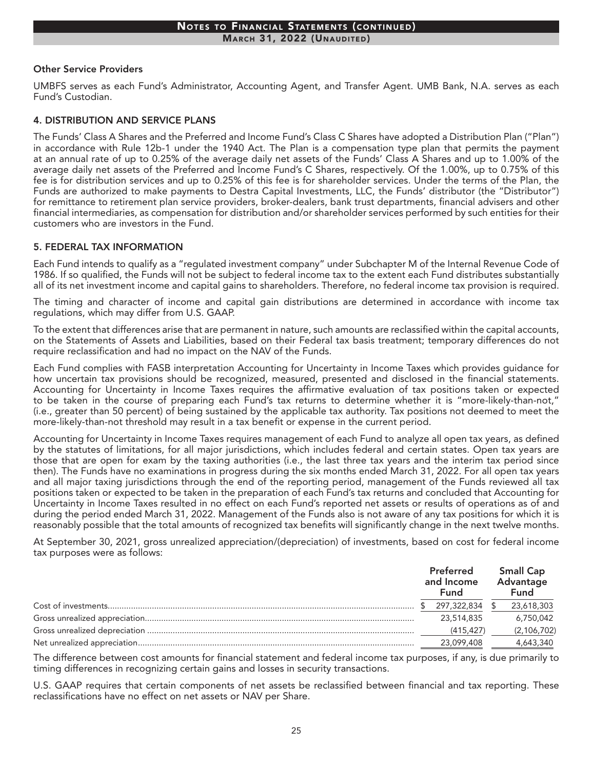### Other Service Providers

UMBFS serves as each Fund's Administrator, Accounting Agent, and Transfer Agent. UMB Bank, N.A. serves as each Fund's Custodian.

### 4. DISTRIBUTION AND SERVICE PLANS

The Funds' Class A Shares and the Preferred and Income Fund's Class C Shares have adopted a Distribution Plan ("Plan") in accordance with Rule 12b-1 under the 1940 Act. The Plan is a compensation type plan that permits the payment at an annual rate of up to 0.25% of the average daily net assets of the Funds' Class A Shares and up to 1.00% of the average daily net assets of the Preferred and Income Fund's C Shares, respectively. Of the 1.00%, up to 0.75% of this fee is for distribution services and up to 0.25% of this fee is for shareholder services. Under the terms of the Plan, the Funds are authorized to make payments to Destra Capital Investments, LLC, the Funds' distributor (the "Distributor") for remittance to retirement plan service providers, broker-dealers, bank trust departments, financial advisers and other financial intermediaries, as compensation for distribution and/or shareholder services performed by such entities for their customers who are investors in the Fund.

### 5. FEDERAL TAX INFORMATION

Each Fund intends to qualify as a "regulated investment company" under Subchapter M of the Internal Revenue Code of 1986. If so qualified, the Funds will not be subject to federal income tax to the extent each Fund distributes substantially all of its net investment income and capital gains to shareholders. Therefore, no federal income tax provision is required.

The timing and character of income and capital gain distributions are determined in accordance with income tax regulations, which may differ from U.S. GAAP.

To the extent that differences arise that are permanent in nature, such amounts are reclassified within the capital accounts, on the Statements of Assets and Liabilities, based on their Federal tax basis treatment; temporary differences do not require reclassification and had no impact on the NAV of the Funds.

Each Fund complies with FASB interpretation Accounting for Uncertainty in Income Taxes which provides guidance for how uncertain tax provisions should be recognized, measured, presented and disclosed in the financial statements. Accounting for Uncertainty in Income Taxes requires the affirmative evaluation of tax positions taken or expected to be taken in the course of preparing each Fund's tax returns to determine whether it is "more-likely-than-not," (i.e., greater than 50 percent) of being sustained by the applicable tax authority. Tax positions not deemed to meet the more-likely-than-not threshold may result in a tax benefit or expense in the current period.

Accounting for Uncertainty in Income Taxes requires management of each Fund to analyze all open tax years, as defined by the statutes of limitations, for all major jurisdictions, which includes federal and certain states. Open tax years are those that are open for exam by the taxing authorities (i.e., the last three tax years and the interim tax period since then). The Funds have no examinations in progress during the six months ended March 31, 2022. For all open tax years and all major taxing jurisdictions through the end of the reporting period, management of the Funds reviewed all tax positions taken or expected to be taken in the preparation of each Fund's tax returns and concluded that Accounting for Uncertainty in Income Taxes resulted in no effect on each Fund's reported net assets or results of operations as of and during the period ended March 31, 2022. Management of the Funds also is not aware of any tax positions for which it is reasonably possible that the total amounts of recognized tax benefits will significantly change in the next twelve months.

At September 30, 2021, gross unrealized appreciation/(depreciation) of investments, based on cost for federal income tax purposes were as follows:

| | Preferred and Income Fund | Small Cap Advantage Fund |
|---|---|---|
| Cost of investments | $ 297,322,834 | $ 23,618,303 |
| Gross unrealized appreciation | 23,514,835 | 6,750,042 |
| Gross unrealized depreciation | (415,427) | (2,106,702) |
| Net unrealized appreciation | 23,099,408 | 4,643,340 |

The difference between cost amounts for financial statement and federal income tax purposes, if any, is due primarily to timing differences in recognizing certain gains and losses in security transactions.

U.S. GAAP requires that certain components of net assets be reclassified between financial and tax reporting. These reclassifications have no effect on net assets or NAV per Share.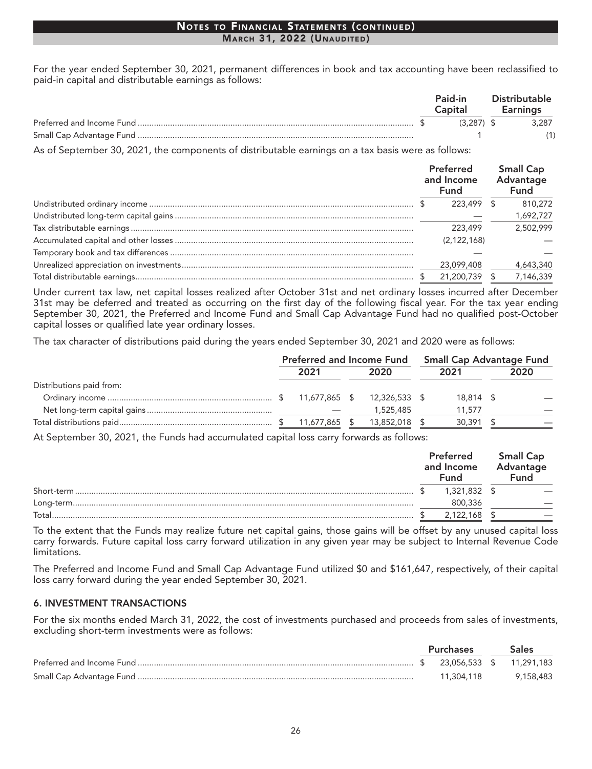For the year ended September 30, 2021, permanent differences in book and tax accounting have been reclassified to paid-in capital and distributable earnings as follows:

| | Paid-in Capital | Distributable Earnings |
|---|---|---|
| Preferred and Income Fund | $ (3,287) | $ 3,287 |
| Small Cap Advantage Fund | 1 | (1) |

As of September 30, 2021, the components of distributable earnings on a tax basis were as follows:

| | Preferred and Income Fund | Small Cap Advantage Fund |
|---|---|---|
| Undistributed ordinary income | $ 223,499 | $ 810,272 |
| Undistributed long-term capital gains | — | 1,692,727 |
| Tax distributable earnings | 223,499 | 2,502,999 |
| Accumulated capital and other losses | (2,122,168) | — |
| Temporary book and tax differences | — | — |
| Unrealized appreciation on investments | 23,099,408 | 4,643,340 |
| Total distributable earnings | $ 21,200,739 | $ 7,146,339 |

Under current tax law, net capital losses realized after October 31st and net ordinary losses incurred after December 31st may be deferred and treated as occurring on the first day of the following fiscal year. For the tax year ending September 30, 2021, the Preferred and Income Fund and Small Cap Advantage Fund had no qualified post-October capital losses or qualified late year ordinary losses.

The tax character of distributions paid during the years ended September 30, 2021 and 2020 were as follows:

| | Preferred and Income Fund | | Small Cap Advantage Fund | |
|---|---|---|---|---|
| | 2021 | 2020 | 2021 | 2020 |
| Distributions paid from: | | | | |
| Ordinary income | $ 11,677,865 | $ 12,326,533 | $ 18,814 | $ — |
| Net long-term capital gains | — | 1,525,485 | 11,577 | — |
| Total distributions paid | $ 11,677,865 | $ 13,852,018 | $ 30,391 | $ — |

At September 30, 2021, the Funds had accumulated capital loss carry forwards as follows:

| | Preferred and Income Fund | Small Cap Advantage Fund |
|---|---|---|
| Short-term | $ 1,321,832 | $ — |
| Long-term | 800,336 | — |
| Total | $ 2,122,168 | $ — |

To the extent that the Funds may realize future net capital gains, those gains will be offset by any unused capital loss carry forwards. Future capital loss carry forward utilization in any given year may be subject to Internal Revenue Code limitations.

The Preferred and Income Fund and Small Cap Advantage Fund utilized $0 and $161,647, respectively, of their capital loss carry forward during the year ended September 30, 2021.

## 6. INVESTMENT TRANSACTIONS

For the six months ended March 31, 2022, the cost of investments purchased and proceeds from sales of investments, excluding short-term investments were as follows:

| | Purchases | Sales |
|---|---|---|
| Preferred and Income Fund | $ 23,056,533 | $ 11,291,183 |
| Small Cap Advantage Fund | 11,304,118 | 9,158,483 |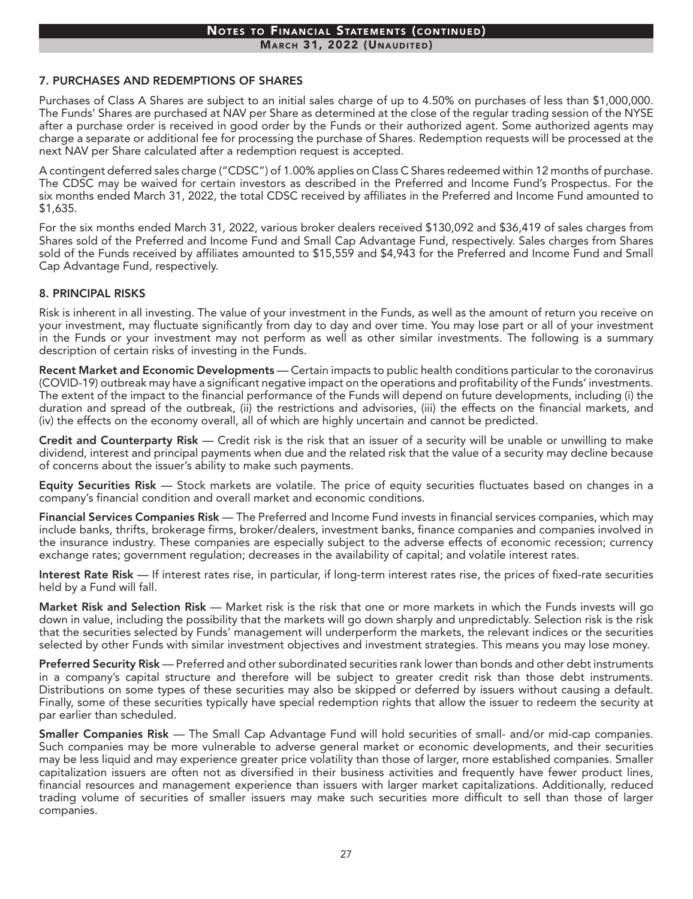## 7. PURCHASES AND REDEMPTIONS OF SHARES

Purchases of Class A Shares are subject to an initial sales charge of up to 4.50% on purchases of less than $1,000,000. The Funds' Shares are purchased at NAV per Share as determined at the close of the regular trading session of the NYSE after a purchase order is received in good order by the Funds or their authorized agent. Some authorized agents may charge a separate or additional fee for processing the purchase of Shares. Redemption requests will be processed at the next NAV per Share calculated after a redemption request is accepted.

A contingent deferred sales charge ("CDSC") of 1.00% applies on Class C Shares redeemed within 12 months of purchase. The CDSC may be waived for certain investors as described in the Preferred and Income Fund's Prospectus. For the six months ended March 31, 2022, the total CDSC received by affiliates in the Preferred and Income Fund amounted to $1,635.

For the six months ended March 31, 2022, various broker dealers received $130,092 and $36,419 of sales charges from Shares sold of the Preferred and Income Fund and Small Cap Advantage Fund, respectively. Sales charges from Shares sold of the Funds received by affiliates amounted to $15,559 and $4,943 for the Preferred and Income Fund and Small Cap Advantage Fund, respectively.

## 8. PRINCIPAL RISKS

Risk is inherent in all investing. The value of your investment in the Funds, as well as the amount of return you receive on your investment, may fluctuate significantly from day to day and over time. You may lose part or all of your investment in the Funds or your investment may not perform as well as other similar investments. The following is a summary description of certain risks of investing in the Funds.

**Recent Market and Economic Developments** — Certain impacts to public health conditions particular to the coronavirus (COVID-19) outbreak may have a significant negative impact on the operations and profitability of the Funds' investments. The extent of the impact to the financial performance of the Funds will depend on future developments, including (i) the duration and spread of the outbreak, (ii) the restrictions and advisories, (iii) the effects on the financial markets, and (iv) the effects on the economy overall, all of which are highly uncertain and cannot be predicted.

**Credit and Counterparty Risk** — Credit risk is the risk that an issuer of a security will be unable or unwilling to make dividend, interest and principal payments when due and the related risk that the value of a security may decline because of concerns about the issuer's ability to make such payments.

**Equity Securities Risk** — Stock markets are volatile. The price of equity securities fluctuates based on changes in a company's financial condition and overall market and economic conditions.

**Financial Services Companies Risk** — The Preferred and Income Fund invests in financial services companies, which may include banks, thrifts, brokerage firms, broker/dealers, investment banks, finance companies and companies involved in the insurance industry. These companies are especially subject to the adverse effects of economic recession; currency exchange rates; government regulation; decreases in the availability of capital; and volatile interest rates.

**Interest Rate Risk** — If interest rates rise, in particular, if long-term interest rates rise, the prices of fixed-rate securities held by a Fund will fall.

**Market Risk and Selection Risk** — Market risk is the risk that one or more markets in which the Funds invests will go down in value, including the possibility that the markets will go down sharply and unpredictably. Selection risk is the risk that the securities selected by Funds' management will underperform the markets, the relevant indices or the securities selected by other Funds with similar investment objectives and investment strategies. This means you may lose money.

**Preferred Security Risk** — Preferred and other subordinated securities rank lower than bonds and other debt instruments in a company's capital structure and therefore will be subject to greater credit risk than those debt instruments. Distributions on some types of these securities may also be skipped or deferred by issuers without causing a default. Finally, some of these securities typically have special redemption rights that allow the issuer to redeem the security at par earlier than scheduled.

**Smaller Companies Risk** — The Small Cap Advantage Fund will hold securities of small- and/or mid-cap companies. Such companies may be more vulnerable to adverse general market or economic developments, and their securities may be less liquid and may experience greater price volatility than those of larger, more established companies. Smaller capitalization issuers are often not as diversified in their business activities and frequently have fewer product lines, financial resources and management experience than issuers with larger market capitalizations. Additionally, reduced trading volume of securities of smaller issuers may make such securities more difficult to sell than those of larger companies.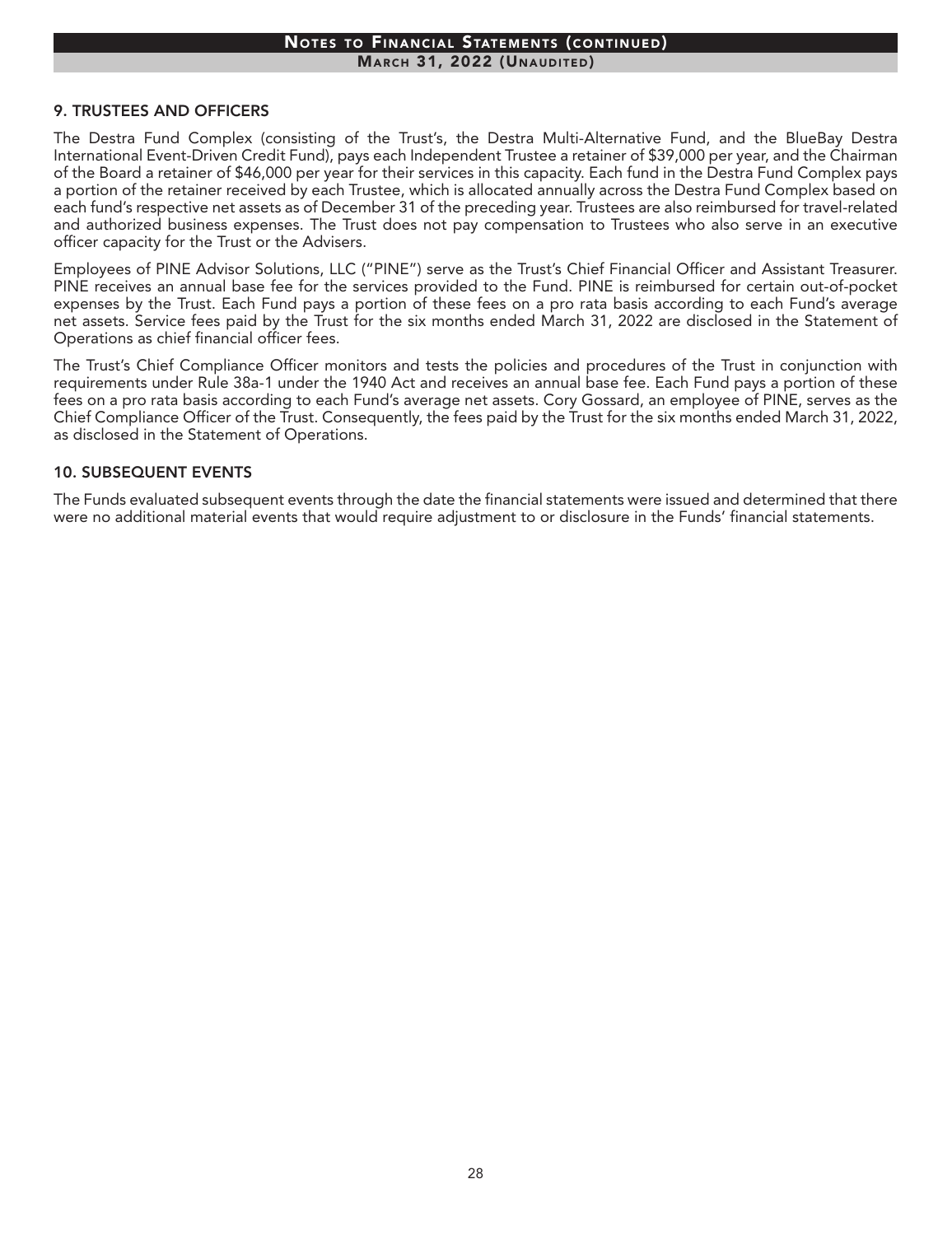## 9. TRUSTEES AND OFFICERS

The Destra Fund Complex (consisting of the Trust's, the Destra Multi-Alternative Fund, and the BlueBay Destra International Event-Driven Credit Fund), pays each Independent Trustee a retainer of $39,000 per year, and the Chairman of the Board a retainer of $46,000 per year for their services in this capacity. Each fund in the Destra Fund Complex pays a portion of the retainer received by each Trustee, which is allocated annually across the Destra Fund Complex based on each fund's respective net assets as of December 31 of the preceding year. Trustees are also reimbursed for travel-related and authorized business expenses. The Trust does not pay compensation to Trustees who also serve in an executive officer capacity for the Trust or the Advisers.

Employees of PINE Advisor Solutions, LLC ("PINE") serve as the Trust's Chief Financial Officer and Assistant Treasurer. PINE receives an annual base fee for the services provided to the Fund. PINE is reimbursed for certain out-of-pocket expenses by the Trust. Each Fund pays a portion of these fees on a pro rata basis according to each Fund's average net assets. Service fees paid by the Trust for the six months ended March 31, 2022 are disclosed in the Statement of Operations as chief financial officer fees.

The Trust's Chief Compliance Officer monitors and tests the policies and procedures of the Trust in conjunction with requirements under Rule 38a-1 under the 1940 Act and receives an annual base fee. Each Fund pays a portion of these fees on a pro rata basis according to each Fund's average net assets. Cory Gossard, an employee of PINE, serves as the Chief Compliance Officer of the Trust. Consequently, the fees paid by the Trust for the six months ended March 31, 2022, as disclosed in the Statement of Operations.

## 10. SUBSEQUENT EVENTS

The Funds evaluated subsequent events through the date the financial statements were issued and determined that there were no additional material events that would require adjustment to or disclosure in the Funds' financial statements.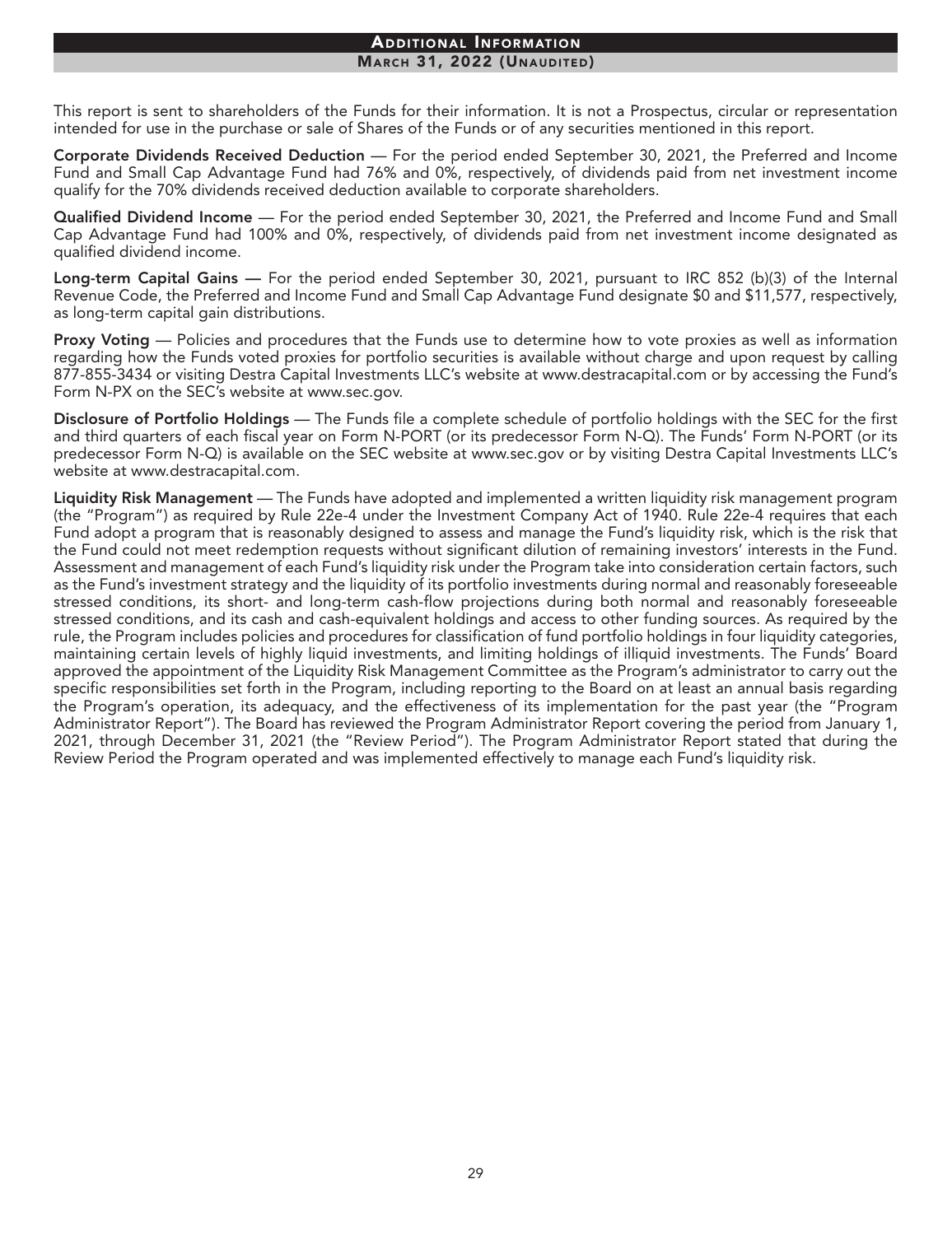# Additional Information

## March 31, 2022 (Unaudited)

This report is sent to shareholders of the Funds for their information. It is not a Prospectus, circular or representation intended for use in the purchase or sale of Shares of the Funds or of any securities mentioned in this report.

**Corporate Dividends Received Deduction** — For the period ended September 30, 2021, the Preferred and Income Fund and Small Cap Advantage Fund had 76% and 0%, respectively, of dividends paid from net investment income qualify for the 70% dividends received deduction available to corporate shareholders.

**Qualified Dividend Income** — For the period ended September 30, 2021, the Preferred and Income Fund and Small Cap Advantage Fund had 100% and 0%, respectively, of dividends paid from net investment income designated as qualified dividend income.

**Long-term Capital Gains —** For the period ended September 30, 2021, pursuant to IRC 852 (b)(3) of the Internal Revenue Code, the Preferred and Income Fund and Small Cap Advantage Fund designate $0 and $11,577, respectively, as long-term capital gain distributions.

**Proxy Voting** — Policies and procedures that the Funds use to determine how to vote proxies as well as information regarding how the Funds voted proxies for portfolio securities is available without charge and upon request by calling 877-855-3434 or visiting Destra Capital Investments LLC's website at www.destracapital.com or by accessing the Fund's Form N-PX on the SEC's website at www.sec.gov.

**Disclosure of Portfolio Holdings** — The Funds file a complete schedule of portfolio holdings with the SEC for the first and third quarters of each fiscal year on Form N-PORT (or its predecessor Form N-Q). The Funds' Form N-PORT (or its predecessor Form N-Q) is available on the SEC website at www.sec.gov or by visiting Destra Capital Investments LLC's website at www.destracapital.com.

**Liquidity Risk Management** — The Funds have adopted and implemented a written liquidity risk management program (the "Program") as required by Rule 22e-4 under the Investment Company Act of 1940. Rule 22e-4 requires that each Fund adopt a program that is reasonably designed to assess and manage the Fund's liquidity risk, which is the risk that the Fund could not meet redemption requests without significant dilution of remaining investors' interests in the Fund. Assessment and management of each Fund's liquidity risk under the Program take into consideration certain factors, such as the Fund's investment strategy and the liquidity of its portfolio investments during normal and reasonably foreseeable stressed conditions, its short- and long-term cash-flow projections during both normal and reasonably foreseeable stressed conditions, and its cash and cash-equivalent holdings and access to other funding sources. As required by the rule, the Program includes policies and procedures for classification of fund portfolio holdings in four liquidity categories, maintaining certain levels of highly liquid investments, and limiting holdings of illiquid investments. The Funds' Board approved the appointment of the Liquidity Risk Management Committee as the Program's administrator to carry out the specific responsibilities set forth in the Program, including reporting to the Board on at least an annual basis regarding the Program's operation, its adequacy, and the effectiveness of its implementation for the past year (the "Program Administrator Report"). The Board has reviewed the Program Administrator Report covering the period from January 1, 2021, through December 31, 2021 (the "Review Period"). The Program Administrator Report stated that during the Review Period the Program operated and was implemented effectively to manage each Fund's liquidity risk.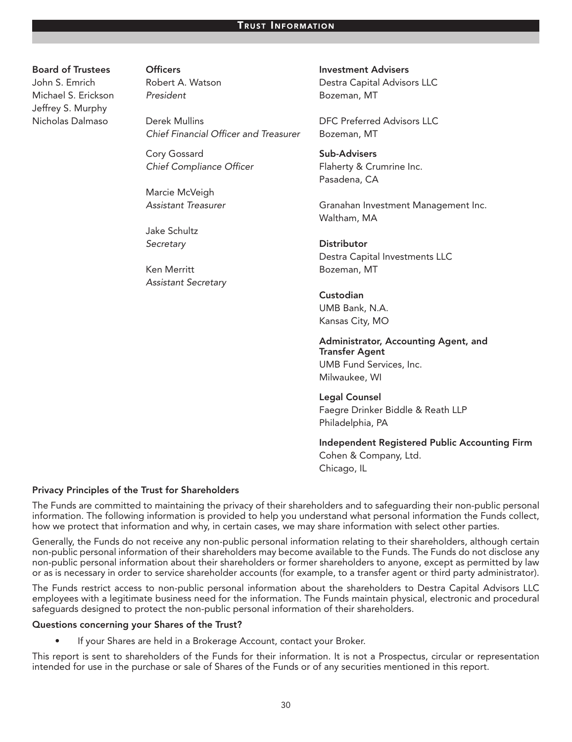# Trust Information

**Board of Trustees**
John S. Emrich
Michael S. Erickson
Jeffrey S. Murphy
Nicholas Dalmaso

**Officers**
Robert A. Watson
*President*

Derek Mullins
*Chief Financial Officer and Treasurer*

Cory Gossard
*Chief Compliance Officer*

Marcie McVeigh
*Assistant Treasurer*

Jake Schultz
*Secretary*

Ken Merritt
*Assistant Secretary*

**Investment Advisers**
Destra Capital Advisors LLC
Bozeman, MT

DFC Preferred Advisors LLC
Bozeman, MT

**Sub-Advisers**
Flaherty & Crumrine Inc.
Pasadena, CA

Granahan Investment Management Inc.
Waltham, MA

**Distributor**
Destra Capital Investments LLC
Bozeman, MT

**Custodian**
UMB Bank, N.A.
Kansas City, MO

**Administrator, Accounting Agent, and Transfer Agent**
UMB Fund Services, Inc.
Milwaukee, WI

**Legal Counsel**
Faegre Drinker Biddle & Reath LLP
Philadelphia, PA

**Independent Registered Public Accounting Firm**
Cohen & Company, Ltd.
Chicago, IL

## Privacy Principles of the Trust for Shareholders

The Funds are committed to maintaining the privacy of their shareholders and to safeguarding their non-public personal information. The following information is provided to help you understand what personal information the Funds collect, how we protect that information and why, in certain cases, we may share information with select other parties.

Generally, the Funds do not receive any non-public personal information relating to their shareholders, although certain non-public personal information of their shareholders may become available to the Funds. The Funds do not disclose any non-public personal information about their shareholders or former shareholders to anyone, except as permitted by law or as is necessary in order to service shareholder accounts (for example, to a transfer agent or third party administrator).

The Funds restrict access to non-public personal information about the shareholders to Destra Capital Advisors LLC employees with a legitimate business need for the information. The Funds maintain physical, electronic and procedural safeguards designed to protect the non-public personal information of their shareholders.

## Questions concerning your Shares of the Trust?

- If your Shares are held in a Brokerage Account, contact your Broker.

This report is sent to shareholders of the Funds for their information. It is not a Prospectus, circular or representation intended for use in the purchase or sale of Shares of the Funds or of any securities mentioned in this report.